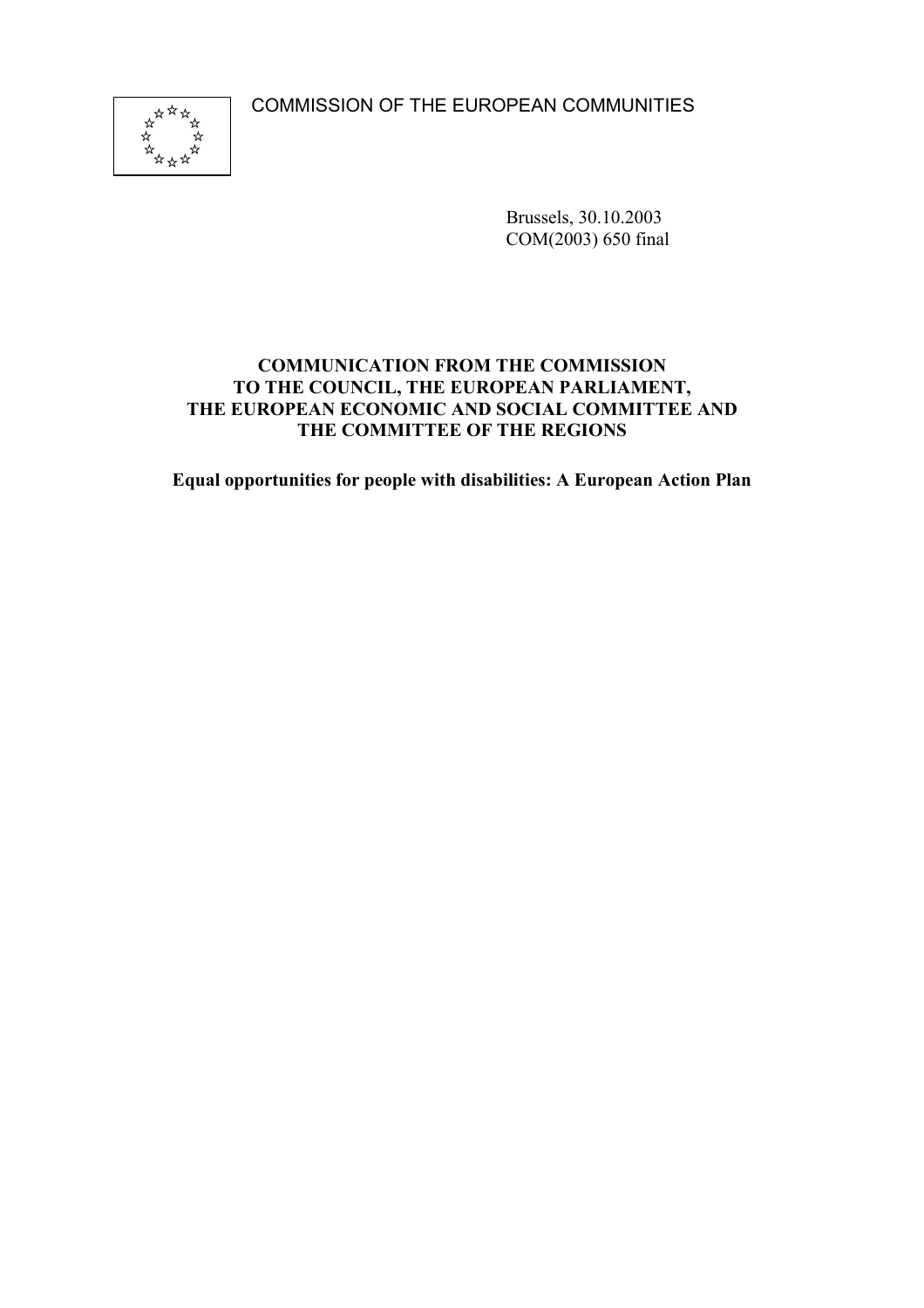COMMISSION OF THE EUROPEAN COMMUNITIES

Brussels, 30.10.2003
COM(2003) 650 final

**COMMUNICATION FROM THE COMMISSION TO THE COUNCIL, THE EUROPEAN PARLIAMENT, THE EUROPEAN ECONOMIC AND SOCIAL COMMITTEE AND THE COMMITTEE OF THE REGIONS**

**Equal opportunities for people with disabilities: A European Action Plan**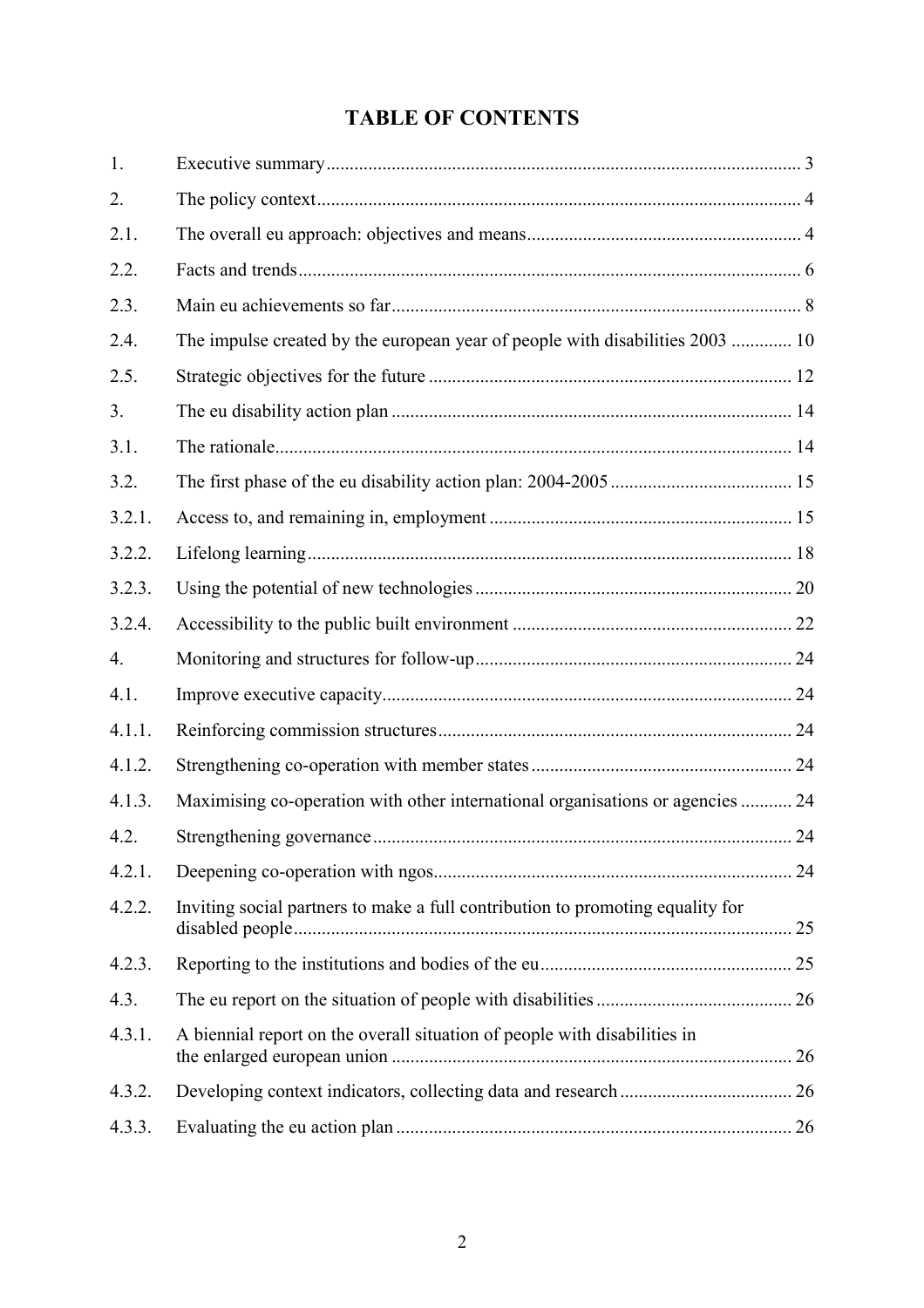# TABLE OF CONTENTS

| | | |
|---|---|---|
| 1. | Executive summary | 3 |
| 2. | The policy context | 4 |
| 2.1. | The overall eu approach: objectives and means | 4 |
| 2.2. | Facts and trends | 6 |
| 2.3. | Main eu achievements so far | 8 |
| 2.4. | The impulse created by the european year of people with disabilities 2003 | 10 |
| 2.5. | Strategic objectives for the future | 12 |
| 3. | The eu disability action plan | 14 |
| 3.1. | The rationale | 14 |
| 3.2. | The first phase of the eu disability action plan: 2004-2005 | 15 |
| 3.2.1. | Access to, and remaining in, employment | 15 |
| 3.2.2. | Lifelong learning | 18 |
| 3.2.3. | Using the potential of new technologies | 20 |
| 3.2.4. | Accessibility to the public built environment | 22 |
| 4. | Monitoring and structures for follow-up | 24 |
| 4.1. | Improve executive capacity | 24 |
| 4.1.1. | Reinforcing commission structures | 24 |
| 4.1.2. | Strengthening co-operation with member states | 24 |
| 4.1.3. | Maximising co-operation with other international organisations or agencies | 24 |
| 4.2. | Strengthening governance | 24 |
| 4.2.1. | Deepening co-operation with ngos | 24 |
| 4.2.2. | Inviting social partners to make a full contribution to promoting equality for disabled people | 25 |
| 4.2.3. | Reporting to the institutions and bodies of the eu | 25 |
| 4.3. | The eu report on the situation of people with disabilities | 26 |
| 4.3.1. | A biennial report on the overall situation of people with disabilities in the enlarged european union | 26 |
| 4.3.2. | Developing context indicators, collecting data and research | 26 |
| 4.3.3. | Evaluating the eu action plan | 26 |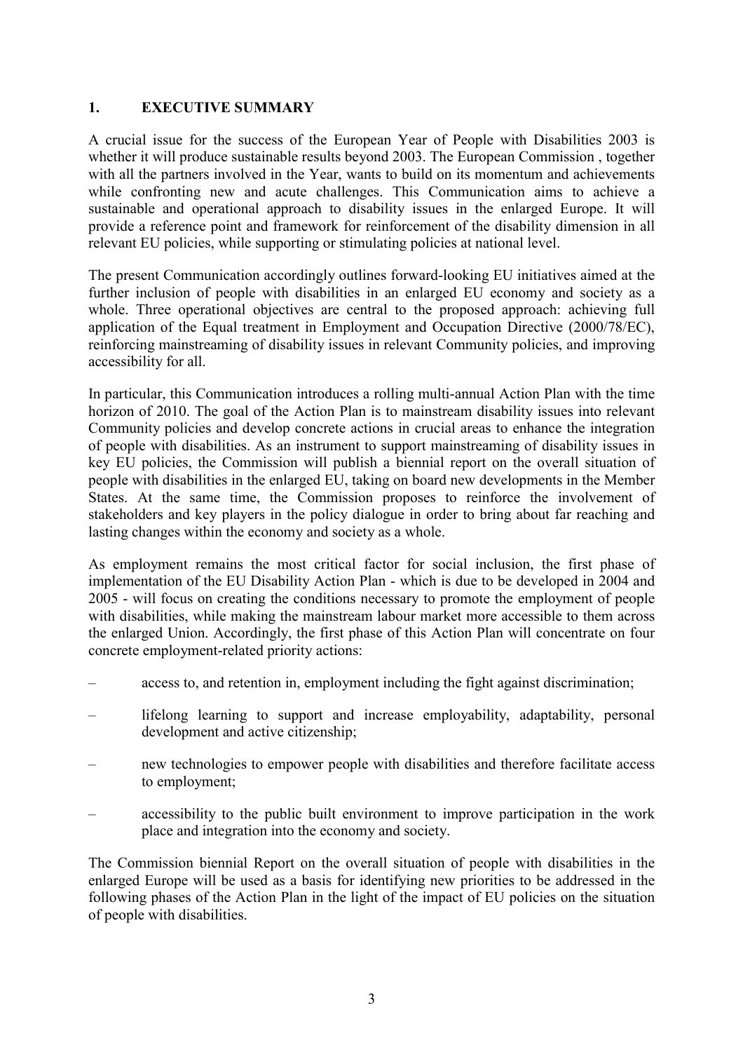# 1. EXECUTIVE SUMMARY

A crucial issue for the success of the European Year of People with Disabilities 2003 is whether it will produce sustainable results beyond 2003. The European Commission , together with all the partners involved in the Year, wants to build on its momentum and achievements while confronting new and acute challenges. This Communication aims to achieve a sustainable and operational approach to disability issues in the enlarged Europe. It will provide a reference point and framework for reinforcement of the disability dimension in all relevant EU policies, while supporting or stimulating policies at national level.

The present Communication accordingly outlines forward-looking EU initiatives aimed at the further inclusion of people with disabilities in an enlarged EU economy and society as a whole. Three operational objectives are central to the proposed approach: achieving full application of the Equal treatment in Employment and Occupation Directive (2000/78/EC), reinforcing mainstreaming of disability issues in relevant Community policies, and improving accessibility for all.

In particular, this Communication introduces a rolling multi-annual Action Plan with the time horizon of 2010. The goal of the Action Plan is to mainstream disability issues into relevant Community policies and develop concrete actions in crucial areas to enhance the integration of people with disabilities. As an instrument to support mainstreaming of disability issues in key EU policies, the Commission will publish a biennial report on the overall situation of people with disabilities in the enlarged EU, taking on board new developments in the Member States. At the same time, the Commission proposes to reinforce the involvement of stakeholders and key players in the policy dialogue in order to bring about far reaching and lasting changes within the economy and society as a whole.

As employment remains the most critical factor for social inclusion, the first phase of implementation of the EU Disability Action Plan - which is due to be developed in 2004 and 2005 - will focus on creating the conditions necessary to promote the employment of people with disabilities, while making the mainstream labour market more accessible to them across the enlarged Union. Accordingly, the first phase of this Action Plan will concentrate on four concrete employment-related priority actions:

– access to, and retention in, employment including the fight against discrimination;

– lifelong learning to support and increase employability, adaptability, personal development and active citizenship;

– new technologies to empower people with disabilities and therefore facilitate access to employment;

– accessibility to the public built environment to improve participation in the work place and integration into the economy and society.

The Commission biennial Report on the overall situation of people with disabilities in the enlarged Europe will be used as a basis for identifying new priorities to be addressed in the following phases of the Action Plan in the light of the impact of EU policies on the situation of people with disabilities.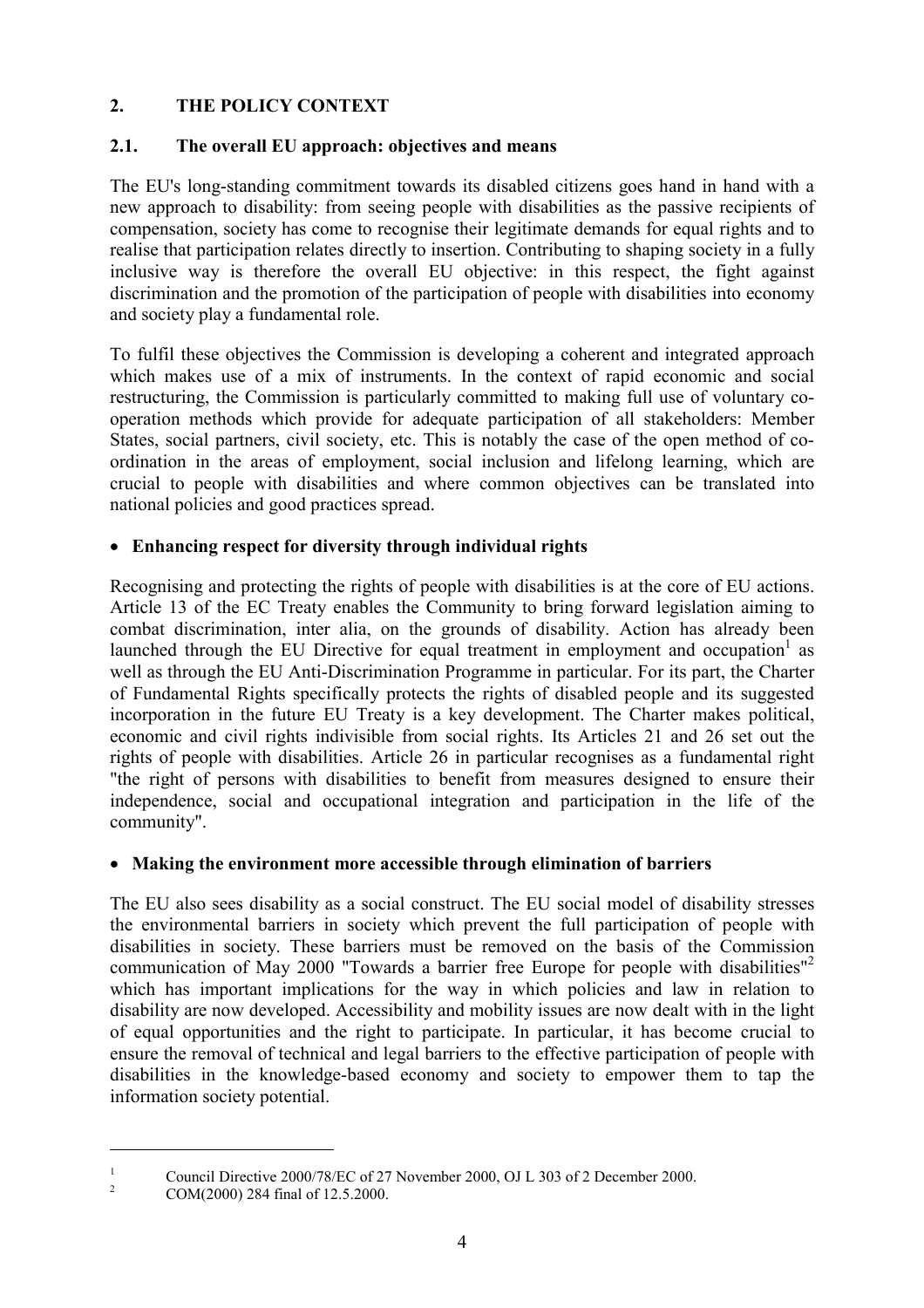## 2. THE POLICY CONTEXT

### 2.1. The overall EU approach: objectives and means

The EU's long-standing commitment towards its disabled citizens goes hand in hand with a new approach to disability: from seeing people with disabilities as the passive recipients of compensation, society has come to recognise their legitimate demands for equal rights and to realise that participation relates directly to insertion. Contributing to shaping society in a fully inclusive way is therefore the overall EU objective: in this respect, the fight against discrimination and the promotion of the participation of people with disabilities into economy and society play a fundamental role.

To fulfil these objectives the Commission is developing a coherent and integrated approach which makes use of a mix of instruments. In the context of rapid economic and social restructuring, the Commission is particularly committed to making full use of voluntary co-operation methods which provide for adequate participation of all stakeholders: Member States, social partners, civil society, etc. This is notably the case of the open method of co-ordination in the areas of employment, social inclusion and lifelong learning, which are crucial to people with disabilities and where common objectives can be translated into national policies and good practices spread.

- **Enhancing respect for diversity through individual rights**

Recognising and protecting the rights of people with disabilities is at the core of EU actions. Article 13 of the EC Treaty enables the Community to bring forward legislation aiming to combat discrimination, inter alia, on the grounds of disability. Action has already been launched through the EU Directive for equal treatment in employment and occupation[1] as well as through the EU Anti-Discrimination Programme in particular. For its part, the Charter of Fundamental Rights specifically protects the rights of disabled people and its suggested incorporation in the future EU Treaty is a key development. The Charter makes political, economic and civil rights indivisible from social rights. Its Articles 21 and 26 set out the rights of people with disabilities. Article 26 in particular recognises as a fundamental right "the right of persons with disabilities to benefit from measures designed to ensure their independence, social and occupational integration and participation in the life of the community".

- **Making the environment more accessible through elimination of barriers**

The EU also sees disability as a social construct. The EU social model of disability stresses the environmental barriers in society which prevent the full participation of people with disabilities in society. These barriers must be removed on the basis of the Commission communication of May 2000 "Towards a barrier free Europe for people with disabilities"[2] which has important implications for the way in which policies and law in relation to disability are now developed. Accessibility and mobility issues are now dealt with in the light of equal opportunities and the right to participate. In particular, it has become crucial to ensure the removal of technical and legal barriers to the effective participation of people with disabilities in the knowledge-based economy and society to empower them to tap the information society potential.

---

[1] Council Directive 2000/78/EC of 27 November 2000, OJ L 303 of 2 December 2000.

[2] COM(2000) 284 final of 12.5.2000.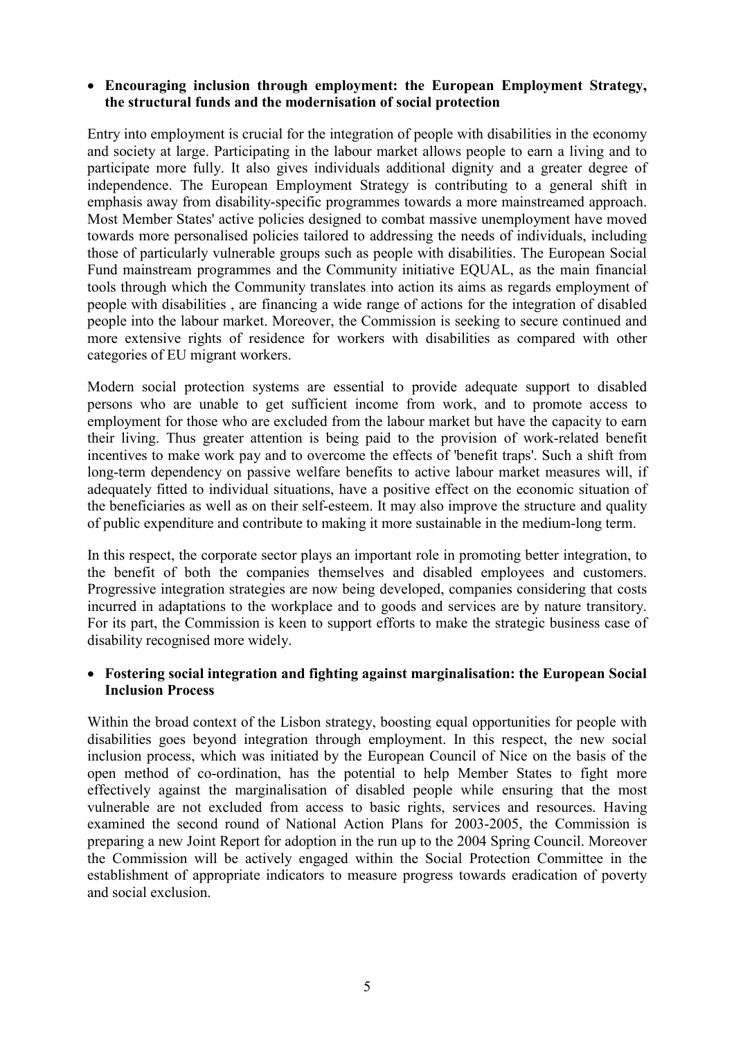- **Encouraging inclusion through employment: the European Employment Strategy, the structural funds and the modernisation of social protection**

Entry into employment is crucial for the integration of people with disabilities in the economy and society at large. Participating in the labour market allows people to earn a living and to participate more fully. It also gives individuals additional dignity and a greater degree of independence. The European Employment Strategy is contributing to a general shift in emphasis away from disability-specific programmes towards a more mainstreamed approach. Most Member States' active policies designed to combat massive unemployment have moved towards more personalised policies tailored to addressing the needs of individuals, including those of particularly vulnerable groups such as people with disabilities. The European Social Fund mainstream programmes and the Community initiative EQUAL, as the main financial tools through which the Community translates into action its aims as regards employment of people with disabilities , are financing a wide range of actions for the integration of disabled people into the labour market. Moreover, the Commission is seeking to secure continued and more extensive rights of residence for workers with disabilities as compared with other categories of EU migrant workers.

Modern social protection systems are essential to provide adequate support to disabled persons who are unable to get sufficient income from work, and to promote access to employment for those who are excluded from the labour market but have the capacity to earn their living. Thus greater attention is being paid to the provision of work-related benefit incentives to make work pay and to overcome the effects of 'benefit traps'. Such a shift from long-term dependency on passive welfare benefits to active labour market measures will, if adequately fitted to individual situations, have a positive effect on the economic situation of the beneficiaries as well as on their self-esteem. It may also improve the structure and quality of public expenditure and contribute to making it more sustainable in the medium-long term.

In this respect, the corporate sector plays an important role in promoting better integration, to the benefit of both the companies themselves and disabled employees and customers. Progressive integration strategies are now being developed, companies considering that costs incurred in adaptations to the workplace and to goods and services are by nature transitory. For its part, the Commission is keen to support efforts to make the strategic business case of disability recognised more widely.

- **Fostering social integration and fighting against marginalisation: the European Social Inclusion Process**

Within the broad context of the Lisbon strategy, boosting equal opportunities for people with disabilities goes beyond integration through employment. In this respect, the new social inclusion process, which was initiated by the European Council of Nice on the basis of the open method of co-ordination, has the potential to help Member States to fight more effectively against the marginalisation of disabled people while ensuring that the most vulnerable are not excluded from access to basic rights, services and resources. Having examined the second round of National Action Plans for 2003-2005, the Commission is preparing a new Joint Report for adoption in the run up to the 2004 Spring Council. Moreover the Commission will be actively engaged within the Social Protection Committee in the establishment of appropriate indicators to measure progress towards eradication of poverty and social exclusion.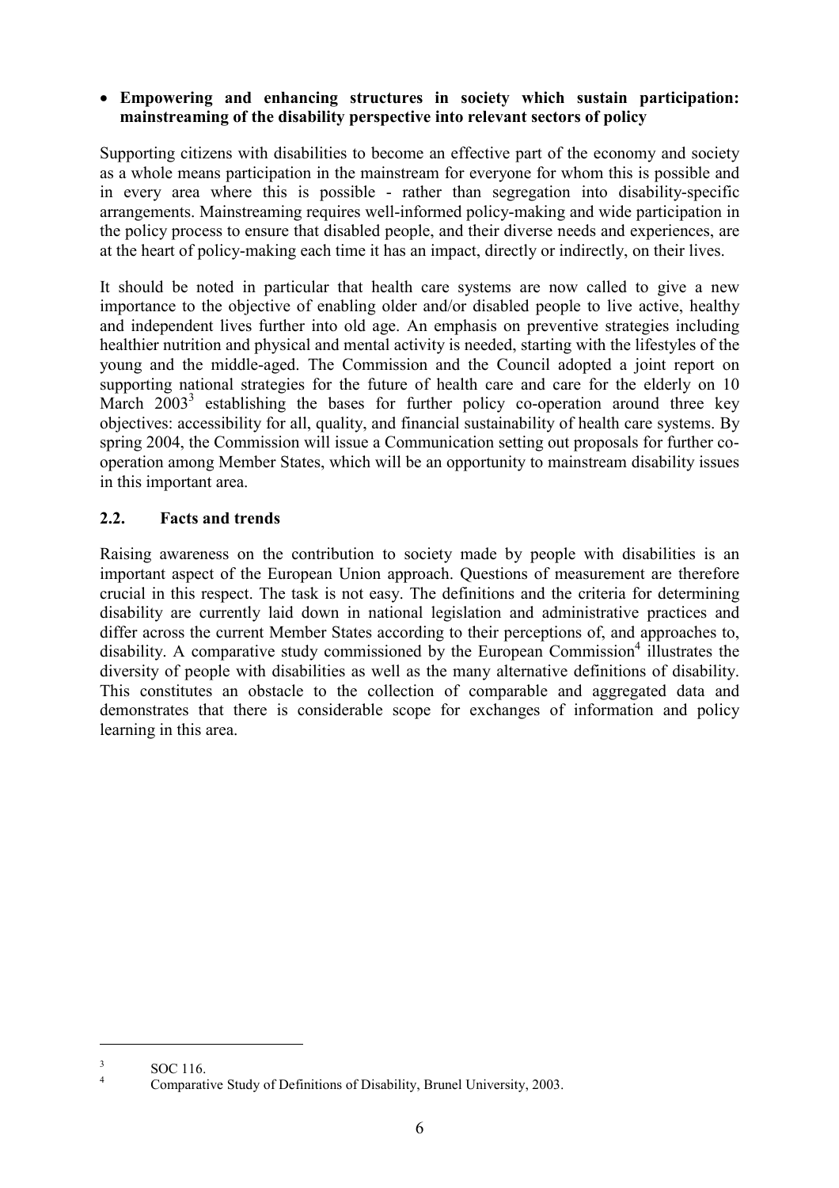- **Empowering and enhancing structures in society which sustain participation: mainstreaming of the disability perspective into relevant sectors of policy**

Supporting citizens with disabilities to become an effective part of the economy and society as a whole means participation in the mainstream for everyone for whom this is possible and in every area where this is possible - rather than segregation into disability-specific arrangements. Mainstreaming requires well-informed policy-making and wide participation in the policy process to ensure that disabled people, and their diverse needs and experiences, are at the heart of policy-making each time it has an impact, directly or indirectly, on their lives.

It should be noted in particular that health care systems are now called to give a new importance to the objective of enabling older and/or disabled people to live active, healthy and independent lives further into old age. An emphasis on preventive strategies including healthier nutrition and physical and mental activity is needed, starting with the lifestyles of the young and the middle-aged. The Commission and the Council adopted a joint report on supporting national strategies for the future of health care and care for the elderly on 10 March 2003[3] establishing the bases for further policy co-operation around three key objectives: accessibility for all, quality, and financial sustainability of health care systems. By spring 2004, the Commission will issue a Communication setting out proposals for further co-operation among Member States, which will be an opportunity to mainstream disability issues in this important area.

## 2.2. Facts and trends

Raising awareness on the contribution to society made by people with disabilities is an important aspect of the European Union approach. Questions of measurement are therefore crucial in this respect. The task is not easy. The definitions and the criteria for determining disability are currently laid down in national legislation and administrative practices and differ across the current Member States according to their perceptions of, and approaches to, disability. A comparative study commissioned by the European Commission[4] illustrates the diversity of people with disabilities as well as the many alternative definitions of disability. This constitutes an obstacle to the collection of comparable and aggregated data and demonstrates that there is considerable scope for exchanges of information and policy learning in this area.

---

[3] SOC 116.

[4] Comparative Study of Definitions of Disability, Brunel University, 2003.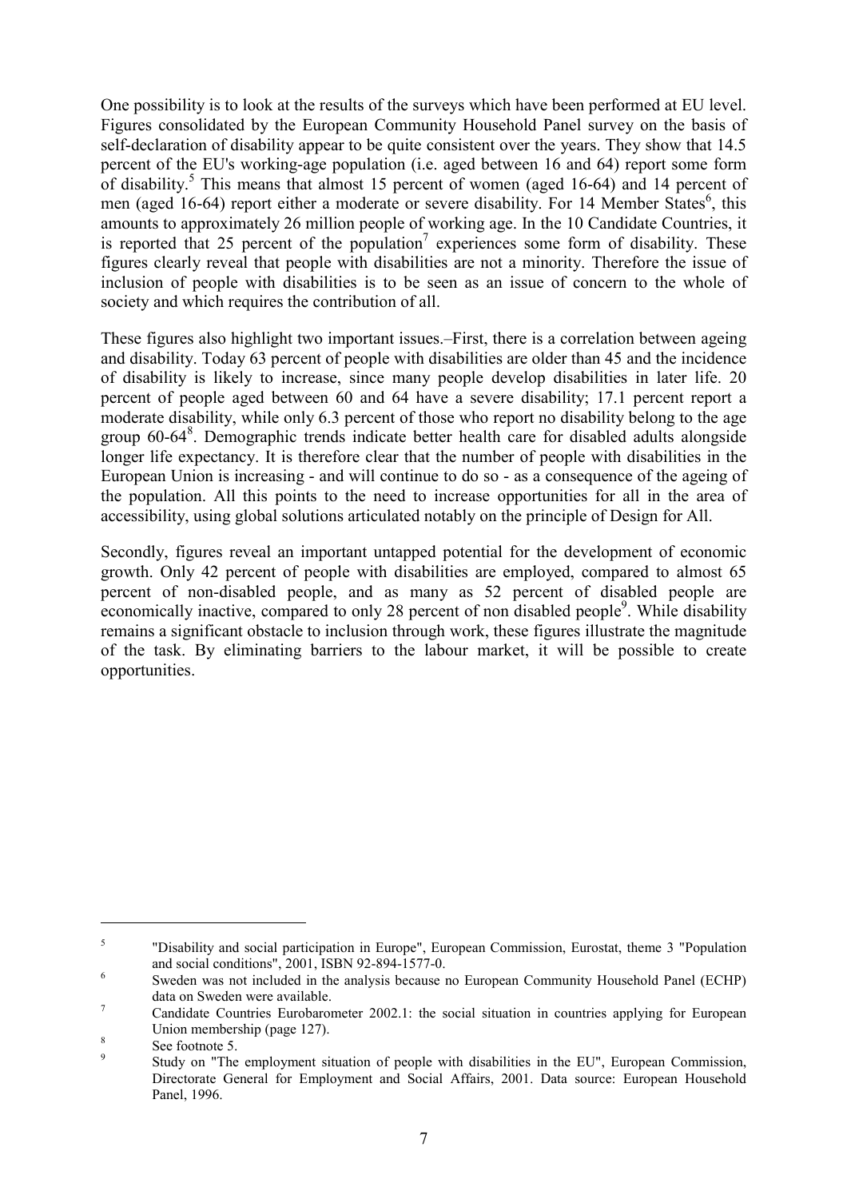One possibility is to look at the results of the surveys which have been performed at EU level. Figures consolidated by the European Community Household Panel survey on the basis of self-declaration of disability appear to be quite consistent over the years. They show that 14.5 percent of the EU's working-age population (i.e. aged between 16 and 64) report some form of disability.[5] This means that almost 15 percent of women (aged 16-64) and 14 percent of men (aged 16-64) report either a moderate or severe disability. For 14 Member States[6], this amounts to approximately 26 million people of working age. In the 10 Candidate Countries, it is reported that 25 percent of the population[7] experiences some form of disability. These figures clearly reveal that people with disabilities are not a minority. Therefore the issue of inclusion of people with disabilities is to be seen as an issue of concern to the whole of society and which requires the contribution of all.

These figures also highlight two important issues.–First, there is a correlation between ageing and disability. Today 63 percent of people with disabilities are older than 45 and the incidence of disability is likely to increase, since many people develop disabilities in later life. 20 percent of people aged between 60 and 64 have a severe disability; 17.1 percent report a moderate disability, while only 6.3 percent of those who report no disability belong to the age group 60-64[8]. Demographic trends indicate better health care for disabled adults alongside longer life expectancy. It is therefore clear that the number of people with disabilities in the European Union is increasing - and will continue to do so - as a consequence of the ageing of the population. All this points to the need to increase opportunities for all in the area of accessibility, using global solutions articulated notably on the principle of Design for All.

Secondly, figures reveal an important untapped potential for the development of economic growth. Only 42 percent of people with disabilities are employed, compared to almost 65 percent of non-disabled people, and as many as 52 percent of disabled people are economically inactive, compared to only 28 percent of non disabled people[9]. While disability remains a significant obstacle to inclusion through work, these figures illustrate the magnitude of the task. By eliminating barriers to the labour market, it will be possible to create opportunities.

---

[5] "Disability and social participation in Europe", European Commission, Eurostat, theme 3 "Population and social conditions", 2001, ISBN 92-894-1577-0.

[6] Sweden was not included in the analysis because no European Community Household Panel (ECHP) data on Sweden were available.

[7] Candidate Countries Eurobarometer 2002.1: the social situation in countries applying for European Union membership (page 127).

[8] See footnote 5.

[9] Study on "The employment situation of people with disabilities in the EU", European Commission, Directorate General for Employment and Social Affairs, 2001. Data source: European Household Panel, 1996.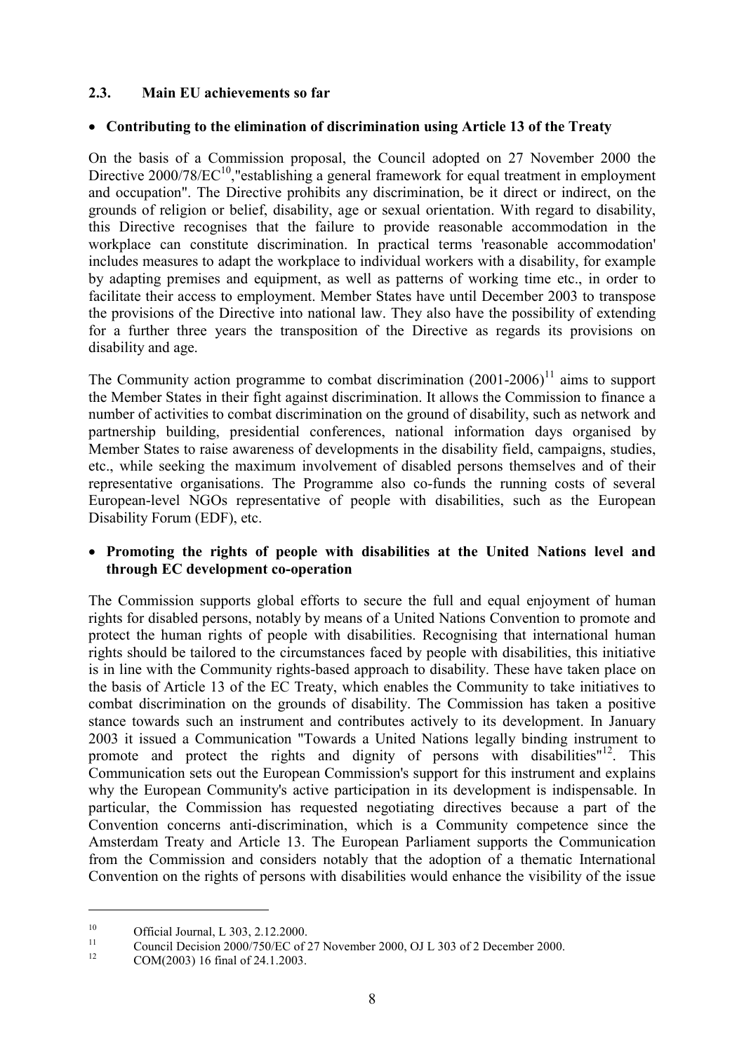### 2.3. Main EU achievements so far

- **Contributing to the elimination of discrimination using Article 13 of the Treaty**

On the basis of a Commission proposal, the Council adopted on 27 November 2000 the Directive 2000/78/EC[10],"establishing a general framework for equal treatment in employment and occupation". The Directive prohibits any discrimination, be it direct or indirect, on the grounds of religion or belief, disability, age or sexual orientation. With regard to disability, this Directive recognises that the failure to provide reasonable accommodation in the workplace can constitute discrimination. In practical terms 'reasonable accommodation' includes measures to adapt the workplace to individual workers with a disability, for example by adapting premises and equipment, as well as patterns of working time etc., in order to facilitate their access to employment. Member States have until December 2003 to transpose the provisions of the Directive into national law. They also have the possibility of extending for a further three years the transposition of the Directive as regards its provisions on disability and age.

The Community action programme to combat discrimination (2001-2006)[11] aims to support the Member States in their fight against discrimination. It allows the Commission to finance a number of activities to combat discrimination on the ground of disability, such as network and partnership building, presidential conferences, national information days organised by Member States to raise awareness of developments in the disability field, campaigns, studies, etc., while seeking the maximum involvement of disabled persons themselves and of their representative organisations. The Programme also co-funds the running costs of several European-level NGOs representative of people with disabilities, such as the European Disability Forum (EDF), etc.

- **Promoting the rights of people with disabilities at the United Nations level and through EC development co-operation**

The Commission supports global efforts to secure the full and equal enjoyment of human rights for disabled persons, notably by means of a United Nations Convention to promote and protect the human rights of people with disabilities. Recognising that international human rights should be tailored to the circumstances faced by people with disabilities, this initiative is in line with the Community rights-based approach to disability. These have taken place on the basis of Article 13 of the EC Treaty, which enables the Community to take initiatives to combat discrimination on the grounds of disability. The Commission has taken a positive stance towards such an instrument and contributes actively to its development. In January 2003 it issued a Communication "Towards a United Nations legally binding instrument to promote and protect the rights and dignity of persons with disabilities"[12]. This Communication sets out the European Commission's support for this instrument and explains why the European Community's active participation in its development is indispensable. In particular, the Commission has requested negotiating directives because a part of the Convention concerns anti-discrimination, which is a Community competence since the Amsterdam Treaty and Article 13. The European Parliament supports the Communication from the Commission and considers notably that the adoption of a thematic International Convention on the rights of persons with disabilities would enhance the visibility of the issue

---

[10] Official Journal, L 303, 2.12.2000.

[11] Council Decision 2000/750/EC of 27 November 2000, OJ L 303 of 2 December 2000.

[12] COM(2003) 16 final of 24.1.2003.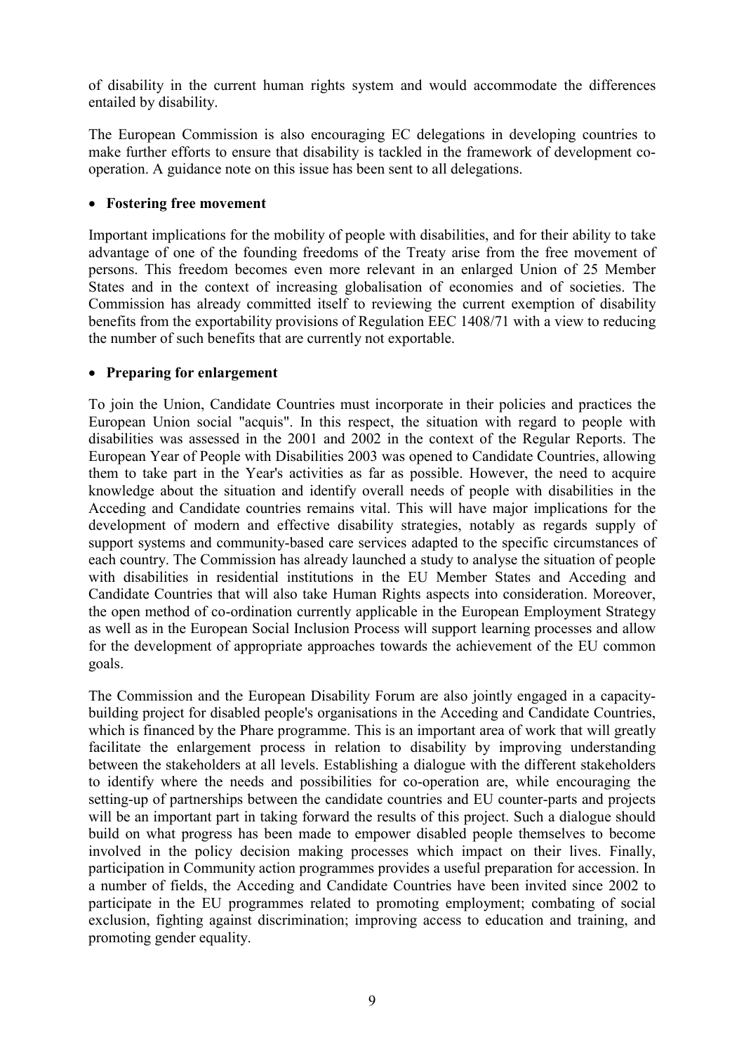of disability in the current human rights system and would accommodate the differences entailed by disability.

The European Commission is also encouraging EC delegations in developing countries to make further efforts to ensure that disability is tackled in the framework of development co-operation. A guidance note on this issue has been sent to all delegations.

- **Fostering free movement**

Important implications for the mobility of people with disabilities, and for their ability to take advantage of one of the founding freedoms of the Treaty arise from the free movement of persons. This freedom becomes even more relevant in an enlarged Union of 25 Member States and in the context of increasing globalisation of economies and of societies. The Commission has already committed itself to reviewing the current exemption of disability benefits from the exportability provisions of Regulation EEC 1408/71 with a view to reducing the number of such benefits that are currently not exportable.

- **Preparing for enlargement**

To join the Union, Candidate Countries must incorporate in their policies and practices the European Union social "acquis". In this respect, the situation with regard to people with disabilities was assessed in the 2001 and 2002 in the context of the Regular Reports. The European Year of People with Disabilities 2003 was opened to Candidate Countries, allowing them to take part in the Year's activities as far as possible. However, the need to acquire knowledge about the situation and identify overall needs of people with disabilities in the Acceding and Candidate countries remains vital. This will have major implications for the development of modern and effective disability strategies, notably as regards supply of support systems and community-based care services adapted to the specific circumstances of each country. The Commission has already launched a study to analyse the situation of people with disabilities in residential institutions in the EU Member States and Acceding and Candidate Countries that will also take Human Rights aspects into consideration. Moreover, the open method of co-ordination currently applicable in the European Employment Strategy as well as in the European Social Inclusion Process will support learning processes and allow for the development of appropriate approaches towards the achievement of the EU common goals.

The Commission and the European Disability Forum are also jointly engaged in a capacity-building project for disabled people's organisations in the Acceding and Candidate Countries, which is financed by the Phare programme. This is an important area of work that will greatly facilitate the enlargement process in relation to disability by improving understanding between the stakeholders at all levels. Establishing a dialogue with the different stakeholders to identify where the needs and possibilities for co-operation are, while encouraging the setting-up of partnerships between the candidate countries and EU counter-parts and projects will be an important part in taking forward the results of this project. Such a dialogue should build on what progress has been made to empower disabled people themselves to become involved in the policy decision making processes which impact on their lives. Finally, participation in Community action programmes provides a useful preparation for accession. In a number of fields, the Acceding and Candidate Countries have been invited since 2002 to participate in the EU programmes related to promoting employment; combating of social exclusion, fighting against discrimination; improving access to education and training, and promoting gender equality.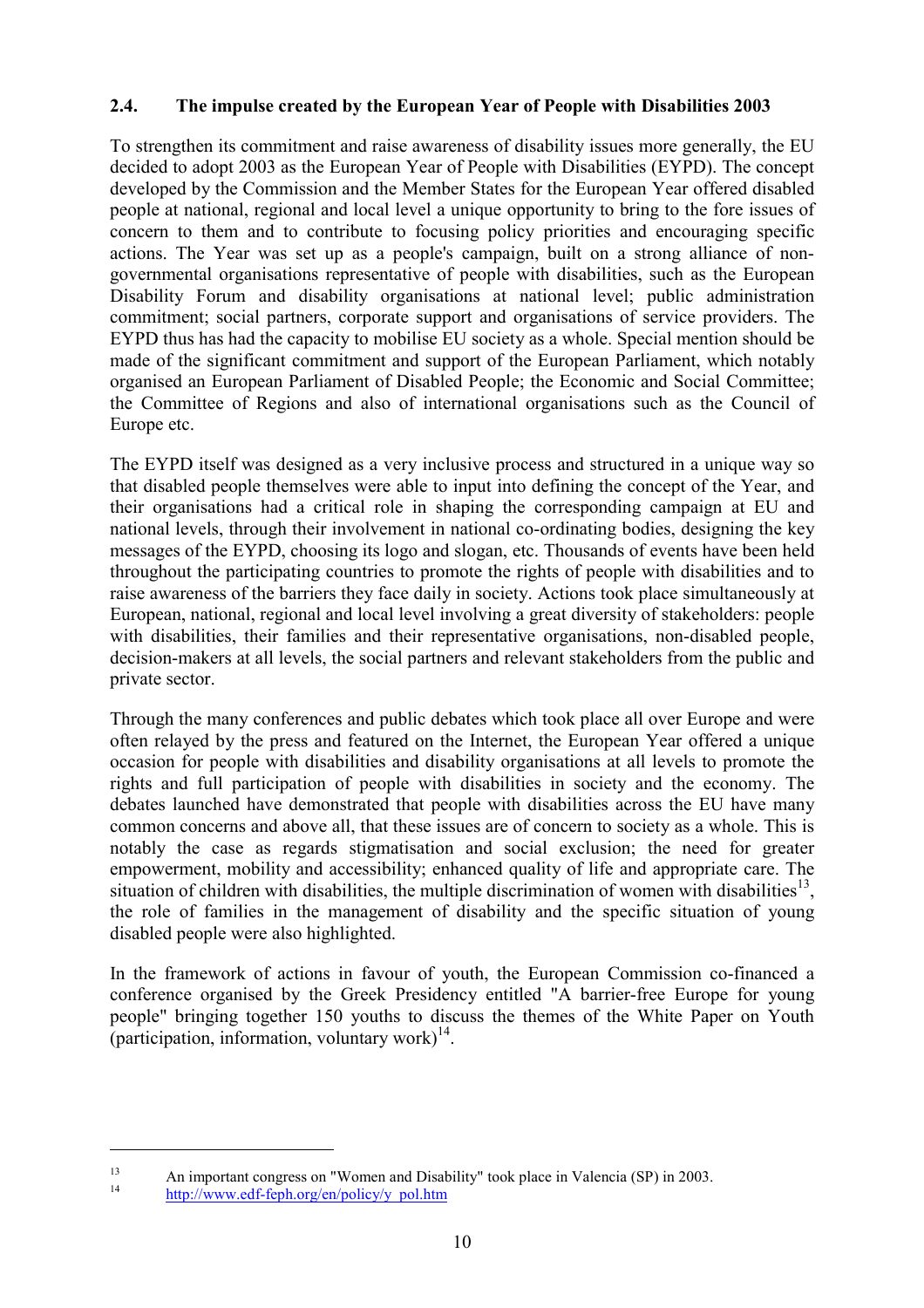### 2.4. The impulse created by the European Year of People with Disabilities 2003

To strengthen its commitment and raise awareness of disability issues more generally, the EU decided to adopt 2003 as the European Year of People with Disabilities (EYPD). The concept developed by the Commission and the Member States for the European Year offered disabled people at national, regional and local level a unique opportunity to bring to the fore issues of concern to them and to contribute to focusing policy priorities and encouraging specific actions. The Year was set up as a people's campaign, built on a strong alliance of non-governmental organisations representative of people with disabilities, such as the European Disability Forum and disability organisations at national level; public administration commitment; social partners, corporate support and organisations of service providers. The EYPD thus has had the capacity to mobilise EU society as a whole. Special mention should be made of the significant commitment and support of the European Parliament, which notably organised an European Parliament of Disabled People; the Economic and Social Committee; the Committee of Regions and also of international organisations such as the Council of Europe etc.

The EYPD itself was designed as a very inclusive process and structured in a unique way so that disabled people themselves were able to input into defining the concept of the Year, and their organisations had a critical role in shaping the corresponding campaign at EU and national levels, through their involvement in national co-ordinating bodies, designing the key messages of the EYPD, choosing its logo and slogan, etc. Thousands of events have been held throughout the participating countries to promote the rights of people with disabilities and to raise awareness of the barriers they face daily in society. Actions took place simultaneously at European, national, regional and local level involving a great diversity of stakeholders: people with disabilities, their families and their representative organisations, non-disabled people, decision-makers at all levels, the social partners and relevant stakeholders from the public and private sector.

Through the many conferences and public debates which took place all over Europe and were often relayed by the press and featured on the Internet, the European Year offered a unique occasion for people with disabilities and disability organisations at all levels to promote the rights and full participation of people with disabilities in society and the economy. The debates launched have demonstrated that people with disabilities across the EU have many common concerns and above all, that these issues are of concern to society as a whole. This is notably the case as regards stigmatisation and social exclusion; the need for greater empowerment, mobility and accessibility; enhanced quality of life and appropriate care. The situation of children with disabilities, the multiple discrimination of women with disabilities[13], the role of families in the management of disability and the specific situation of young disabled people were also highlighted.

In the framework of actions in favour of youth, the European Commission co-financed a conference organised by the Greek Presidency entitled "A barrier-free Europe for young people" bringing together 150 youths to discuss the themes of the White Paper on Youth (participation, information, voluntary work)[14].

---

[13] An important congress on "Women and Disability" took place in Valencia (SP) in 2003.

[14] http://www.edf-feph.org/en/policy/y_pol.htm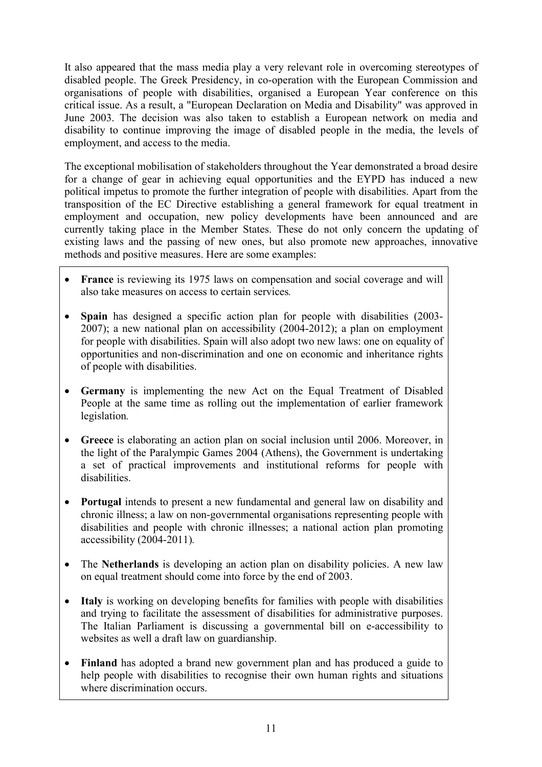It also appeared that the mass media play a very relevant role in overcoming stereotypes of disabled people. The Greek Presidency, in co-operation with the European Commission and organisations of people with disabilities, organised a European Year conference on this critical issue. As a result, a "European Declaration on Media and Disability" was approved in June 2003. The decision was also taken to establish a European network on media and disability to continue improving the image of disabled people in the media, the levels of employment, and access to the media.

The exceptional mobilisation of stakeholders throughout the Year demonstrated a broad desire for a change of gear in achieving equal opportunities and the EYPD has induced a new political impetus to promote the further integration of people with disabilities. Apart from the transposition of the EC Directive establishing a general framework for equal treatment in employment and occupation, new policy developments have been announced and are currently taking place in the Member States. These do not only concern the updating of existing laws and the passing of new ones, but also promote new approaches, innovative methods and positive measures. Here are some examples:

- **France** is reviewing its 1975 laws on compensation and social coverage and will also take measures on access to certain services.
- **Spain** has designed a specific action plan for people with disabilities (2003-2007); a new national plan on accessibility (2004-2012); a plan on employment for people with disabilities. Spain will also adopt two new laws: one on equality of opportunities and non-discrimination and one on economic and inheritance rights of people with disabilities.
- **Germany** is implementing the new Act on the Equal Treatment of Disabled People at the same time as rolling out the implementation of earlier framework legislation.
- **Greece** is elaborating an action plan on social inclusion until 2006. Moreover, in the light of the Paralympic Games 2004 (Athens), the Government is undertaking a set of practical improvements and institutional reforms for people with disabilities.
- **Portugal** intends to present a new fundamental and general law on disability and chronic illness; a law on non-governmental organisations representing people with disabilities and people with chronic illnesses; a national action plan promoting accessibility (2004-2011).
- The **Netherlands** is developing an action plan on disability policies. A new law on equal treatment should come into force by the end of 2003.
- **Italy** is working on developing benefits for families with people with disabilities and trying to facilitate the assessment of disabilities for administrative purposes. The Italian Parliament is discussing a governmental bill on e-accessibility to websites as well a draft law on guardianship.
- **Finland** has adopted a brand new government plan and has produced a guide to help people with disabilities to recognise their own human rights and situations where discrimination occurs.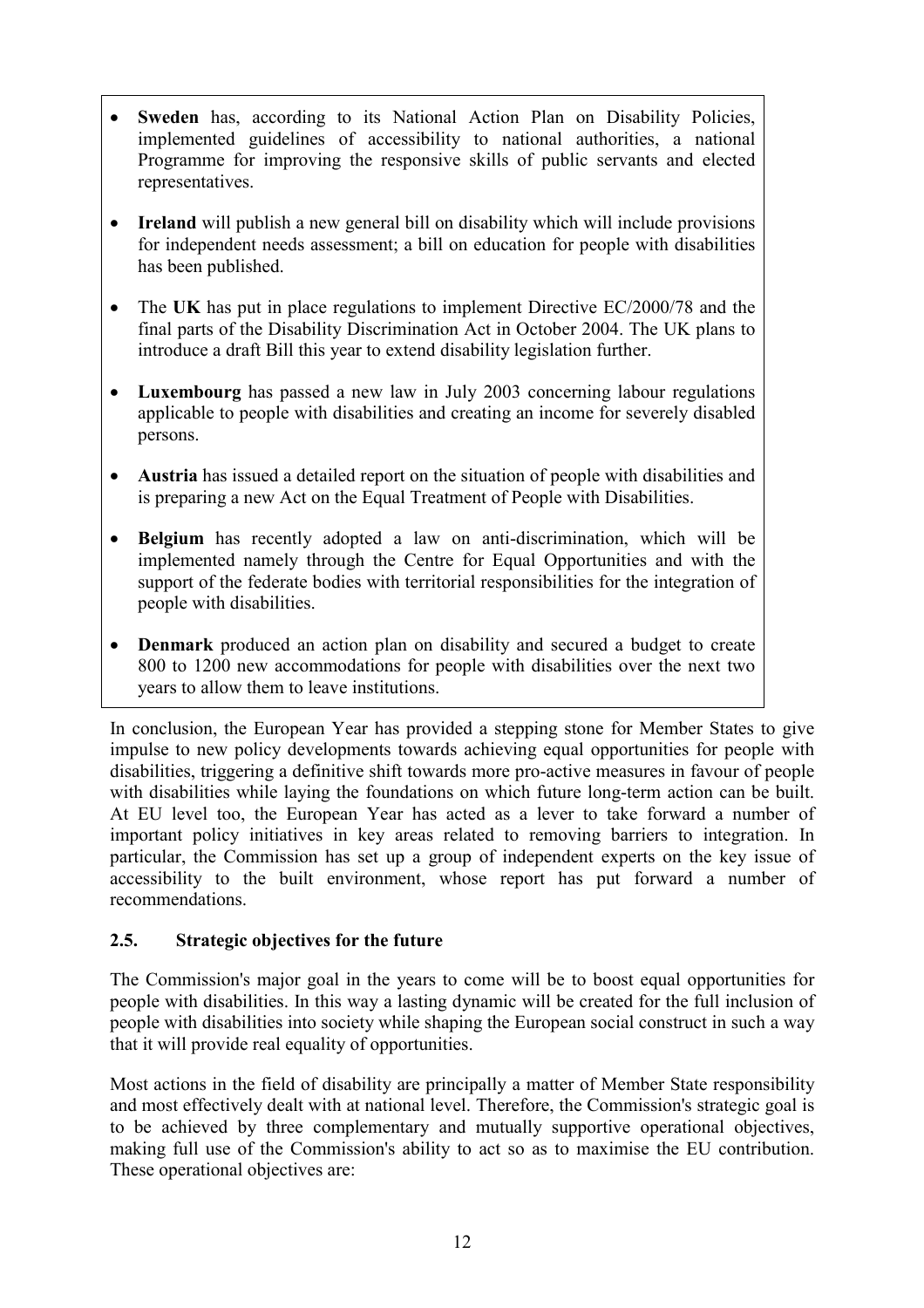- **Sweden** has, according to its National Action Plan on Disability Policies, implemented guidelines of accessibility to national authorities, a national Programme for improving the responsive skills of public servants and elected representatives.

- **Ireland** will publish a new general bill on disability which will include provisions for independent needs assessment; a bill on education for people with disabilities has been published.

- The **UK** has put in place regulations to implement Directive EC/2000/78 and the final parts of the Disability Discrimination Act in October 2004. The UK plans to introduce a draft Bill this year to extend disability legislation further.

- **Luxembourg** has passed a new law in July 2003 concerning labour regulations applicable to people with disabilities and creating an income for severely disabled persons.

- **Austria** has issued a detailed report on the situation of people with disabilities and is preparing a new Act on the Equal Treatment of People with Disabilities.

- **Belgium** has recently adopted a law on anti-discrimination, which will be implemented namely through the Centre for Equal Opportunities and with the support of the federate bodies with territorial responsibilities for the integration of people with disabilities.

- **Denmark** produced an action plan on disability and secured a budget to create 800 to 1200 new accommodations for people with disabilities over the next two years to allow them to leave institutions.

In conclusion, the European Year has provided a stepping stone for Member States to give impulse to new policy developments towards achieving equal opportunities for people with disabilities, triggering a definitive shift towards more pro-active measures in favour of people with disabilities while laying the foundations on which future long-term action can be built. At EU level too, the European Year has acted as a lever to take forward a number of important policy initiatives in key areas related to removing barriers to integration. In particular, the Commission has set up a group of independent experts on the key issue of accessibility to the built environment, whose report has put forward a number of recommendations.

### 2.5. Strategic objectives for the future

The Commission's major goal in the years to come will be to boost equal opportunities for people with disabilities. In this way a lasting dynamic will be created for the full inclusion of people with disabilities into society while shaping the European social construct in such a way that it will provide real equality of opportunities.

Most actions in the field of disability are principally a matter of Member State responsibility and most effectively dealt with at national level. Therefore, the Commission's strategic goal is to be achieved by three complementary and mutually supportive operational objectives, making full use of the Commission's ability to act so as to maximise the EU contribution. These operational objectives are: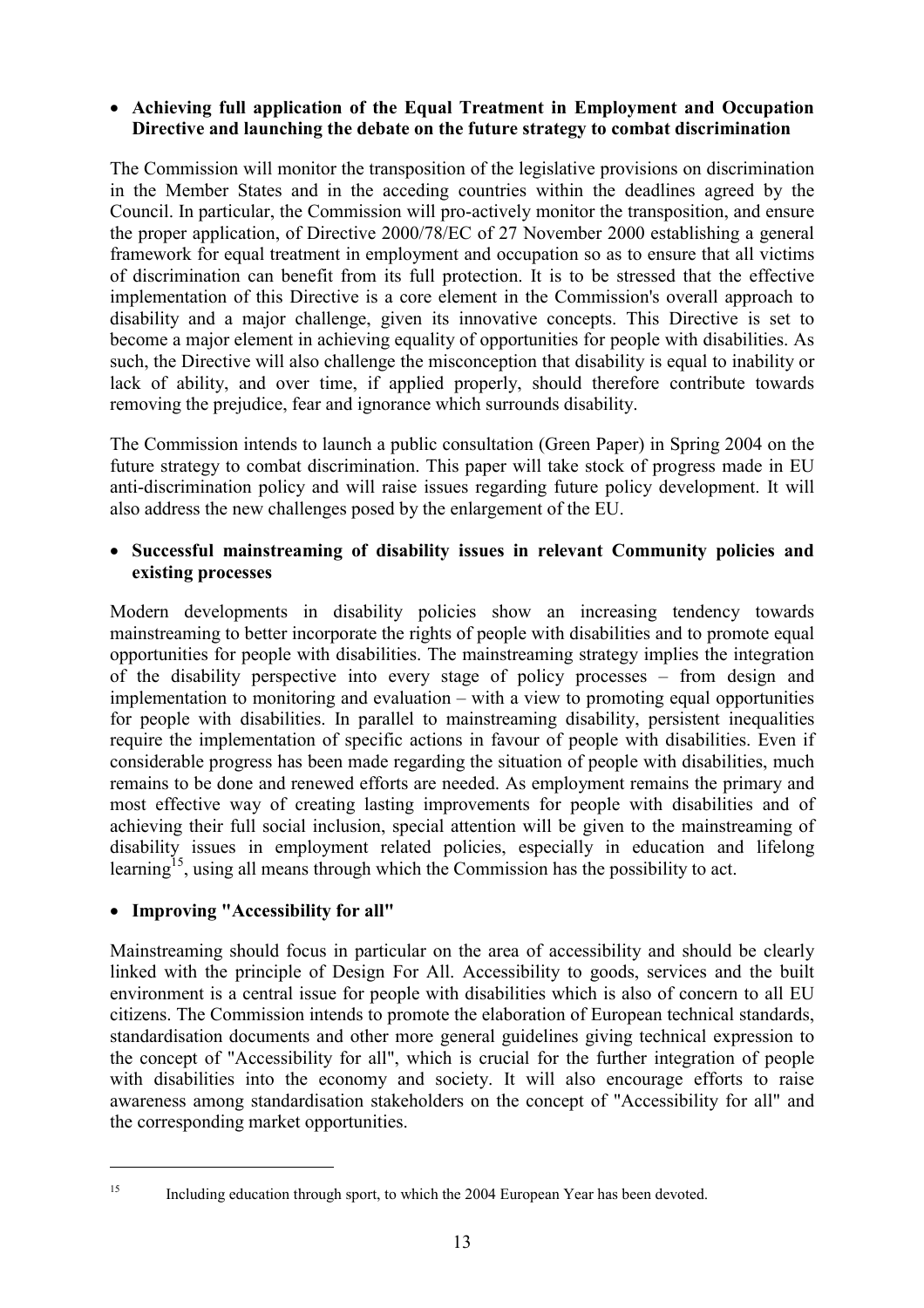- **Achieving full application of the Equal Treatment in Employment and Occupation Directive and launching the debate on the future strategy to combat discrimination**

The Commission will monitor the transposition of the legislative provisions on discrimination in the Member States and in the acceding countries within the deadlines agreed by the Council. In particular, the Commission will pro-actively monitor the transposition, and ensure the proper application, of Directive 2000/78/EC of 27 November 2000 establishing a general framework for equal treatment in employment and occupation so as to ensure that all victims of discrimination can benefit from its full protection. It is to be stressed that the effective implementation of this Directive is a core element in the Commission's overall approach to disability and a major challenge, given its innovative concepts. This Directive is set to become a major element in achieving equality of opportunities for people with disabilities. As such, the Directive will also challenge the misconception that disability is equal to inability or lack of ability, and over time, if applied properly, should therefore contribute towards removing the prejudice, fear and ignorance which surrounds disability.

The Commission intends to launch a public consultation (Green Paper) in Spring 2004 on the future strategy to combat discrimination. This paper will take stock of progress made in EU anti-discrimination policy and will raise issues regarding future policy development. It will also address the new challenges posed by the enlargement of the EU.

- **Successful mainstreaming of disability issues in relevant Community policies and existing processes**

Modern developments in disability policies show an increasing tendency towards mainstreaming to better incorporate the rights of people with disabilities and to promote equal opportunities for people with disabilities. The mainstreaming strategy implies the integration of the disability perspective into every stage of policy processes – from design and implementation to monitoring and evaluation – with a view to promoting equal opportunities for people with disabilities. In parallel to mainstreaming disability, persistent inequalities require the implementation of specific actions in favour of people with disabilities. Even if considerable progress has been made regarding the situation of people with disabilities, much remains to be done and renewed efforts are needed. As employment remains the primary and most effective way of creating lasting improvements for people with disabilities and of achieving their full social inclusion, special attention will be given to the mainstreaming of disability issues in employment related policies, especially in education and lifelong learning[15], using all means through which the Commission has the possibility to act.

- **Improving "Accessibility for all"**

Mainstreaming should focus in particular on the area of accessibility and should be clearly linked with the principle of Design For All. Accessibility to goods, services and the built environment is a central issue for people with disabilities which is also of concern to all EU citizens. The Commission intends to promote the elaboration of European technical standards, standardisation documents and other more general guidelines giving technical expression to the concept of "Accessibility for all", which is crucial for the further integration of people with disabilities into the economy and society. It will also encourage efforts to raise awareness among standardisation stakeholders on the concept of "Accessibility for all" and the corresponding market opportunities.

---

[15] Including education through sport, to which the 2004 European Year has been devoted.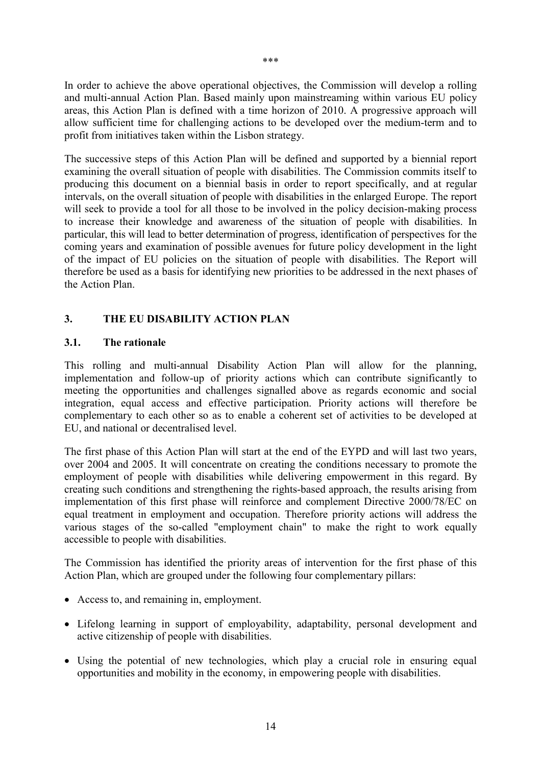\*\*\*

In order to achieve the above operational objectives, the Commission will develop a rolling and multi-annual Action Plan. Based mainly upon mainstreaming within various EU policy areas, this Action Plan is defined with a time horizon of 2010. A progressive approach will allow sufficient time for challenging actions to be developed over the medium-term and to profit from initiatives taken within the Lisbon strategy.

The successive steps of this Action Plan will be defined and supported by a biennial report examining the overall situation of people with disabilities. The Commission commits itself to producing this document on a biennial basis in order to report specifically, and at regular intervals, on the overall situation of people with disabilities in the enlarged Europe. The report will seek to provide a tool for all those to be involved in the policy decision-making process to increase their knowledge and awareness of the situation of people with disabilities. In particular, this will lead to better determination of progress, identification of perspectives for the coming years and examination of possible avenues for future policy development in the light of the impact of EU policies on the situation of people with disabilities. The Report will therefore be used as a basis for identifying new priorities to be addressed in the next phases of the Action Plan.

## 3. THE EU DISABILITY ACTION PLAN

### 3.1. The rationale

This rolling and multi-annual Disability Action Plan will allow for the planning, implementation and follow-up of priority actions which can contribute significantly to meeting the opportunities and challenges signalled above as regards economic and social integration, equal access and effective participation. Priority actions will therefore be complementary to each other so as to enable a coherent set of activities to be developed at EU, and national or decentralised level.

The first phase of this Action Plan will start at the end of the EYPD and will last two years, over 2004 and 2005. It will concentrate on creating the conditions necessary to promote the employment of people with disabilities while delivering empowerment in this regard. By creating such conditions and strengthening the rights-based approach, the results arising from implementation of this first phase will reinforce and complement Directive 2000/78/EC on equal treatment in employment and occupation. Therefore priority actions will address the various stages of the so-called "employment chain" to make the right to work equally accessible to people with disabilities.

The Commission has identified the priority areas of intervention for the first phase of this Action Plan, which are grouped under the following four complementary pillars:

- Access to, and remaining in, employment.
- Lifelong learning in support of employability, adaptability, personal development and active citizenship of people with disabilities.
- Using the potential of new technologies, which play a crucial role in ensuring equal opportunities and mobility in the economy, in empowering people with disabilities.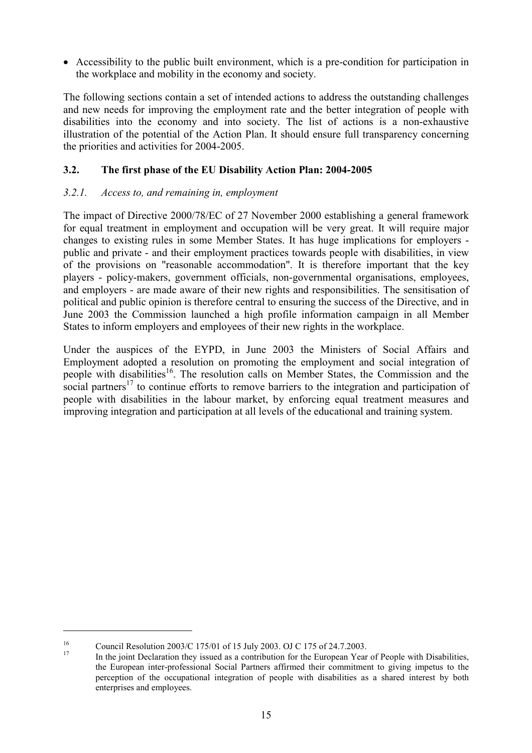- Accessibility to the public built environment, which is a pre-condition for participation in the workplace and mobility in the economy and society.

The following sections contain a set of intended actions to address the outstanding challenges and new needs for improving the employment rate and the better integration of people with disabilities into the economy and into society. The list of actions is a non-exhaustive illustration of the potential of the Action Plan. It should ensure full transparency concerning the priorities and activities for 2004-2005.

### 3.2. The first phase of the EU Disability Action Plan: 2004-2005

#### *3.2.1. Access to, and remaining in, employment*

The impact of Directive 2000/78/EC of 27 November 2000 establishing a general framework for equal treatment in employment and occupation will be very great. It will require major changes to existing rules in some Member States. It has huge implications for employers - public and private - and their employment practices towards people with disabilities, in view of the provisions on "reasonable accommodation". It is therefore important that the key players - policy-makers, government officials, non-governmental organisations, employees, and employers - are made aware of their new rights and responsibilities. The sensitisation of political and public opinion is therefore central to ensuring the success of the Directive, and in June 2003 the Commission launched a high profile information campaign in all Member States to inform employers and employees of their new rights in the workplace.

Under the auspices of the EYPD, in June 2003 the Ministers of Social Affairs and Employment adopted a resolution on promoting the employment and social integration of people with disabilities[16]. The resolution calls on Member States, the Commission and the social partners[17] to continue efforts to remove barriers to the integration and participation of people with disabilities in the labour market, by enforcing equal treatment measures and improving integration and participation at all levels of the educational and training system.

---

[16] Council Resolution 2003/C 175/01 of 15 July 2003. OJ C 175 of 24.7.2003.

[17] In the joint Declaration they issued as a contribution for the European Year of People with Disabilities, the European inter-professional Social Partners affirmed their commitment to giving impetus to the perception of the occupational integration of people with disabilities as a shared interest by both enterprises and employees.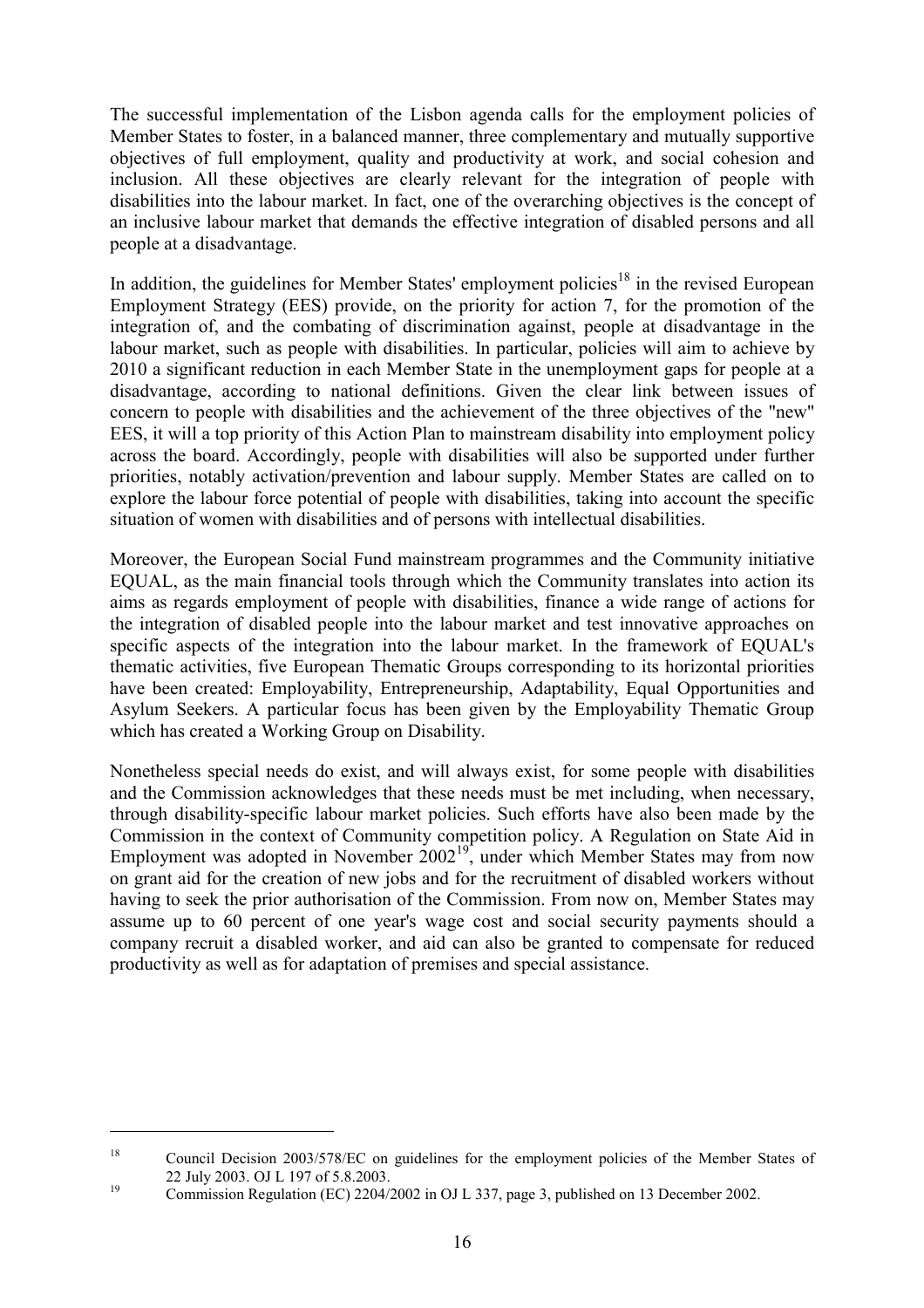The successful implementation of the Lisbon agenda calls for the employment policies of Member States to foster, in a balanced manner, three complementary and mutually supportive objectives of full employment, quality and productivity at work, and social cohesion and inclusion. All these objectives are clearly relevant for the integration of people with disabilities into the labour market. In fact, one of the overarching objectives is the concept of an inclusive labour market that demands the effective integration of disabled persons and all people at a disadvantage.

In addition, the guidelines for Member States' employment policies[18] in the revised European Employment Strategy (EES) provide, on the priority for action 7, for the promotion of the integration of, and the combating of discrimination against, people at disadvantage in the labour market, such as people with disabilities. In particular, policies will aim to achieve by 2010 a significant reduction in each Member State in the unemployment gaps for people at a disadvantage, according to national definitions. Given the clear link between issues of concern to people with disabilities and the achievement of the three objectives of the "new" EES, it will a top priority of this Action Plan to mainstream disability into employment policy across the board. Accordingly, people with disabilities will also be supported under further priorities, notably activation/prevention and labour supply. Member States are called on to explore the labour force potential of people with disabilities, taking into account the specific situation of women with disabilities and of persons with intellectual disabilities.

Moreover, the European Social Fund mainstream programmes and the Community initiative EQUAL, as the main financial tools through which the Community translates into action its aims as regards employment of people with disabilities, finance a wide range of actions for the integration of disabled people into the labour market and test innovative approaches on specific aspects of the integration into the labour market. In the framework of EQUAL's thematic activities, five European Thematic Groups corresponding to its horizontal priorities have been created: Employability, Entrepreneurship, Adaptability, Equal Opportunities and Asylum Seekers. A particular focus has been given by the Employability Thematic Group which has created a Working Group on Disability.

Nonetheless special needs do exist, and will always exist, for some people with disabilities and the Commission acknowledges that these needs must be met including, when necessary, through disability-specific labour market policies. Such efforts have also been made by the Commission in the context of Community competition policy. A Regulation on State Aid in Employment was adopted in November 2002[19], under which Member States may from now on grant aid for the creation of new jobs and for the recruitment of disabled workers without having to seek the prior authorisation of the Commission. From now on, Member States may assume up to 60 percent of one year's wage cost and social security payments should a company recruit a disabled worker, and aid can also be granted to compensate for reduced productivity as well as for adaptation of premises and special assistance.

---

[18] Council Decision 2003/578/EC on guidelines for the employment policies of the Member States of 22 July 2003. OJ L 197 of 5.8.2003.

[19] Commission Regulation (EC) 2204/2002 in OJ L 337, page 3, published on 13 December 2002.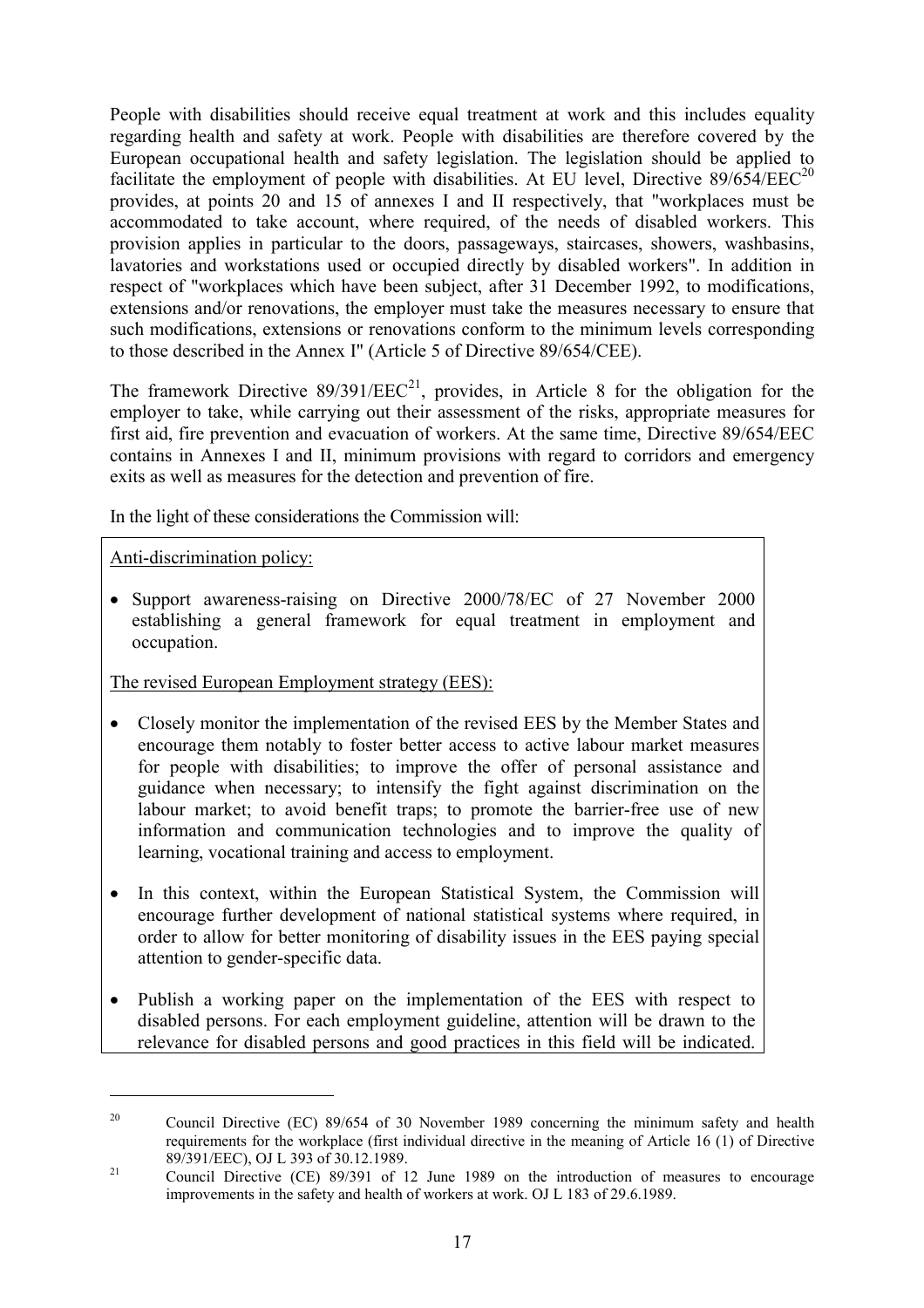People with disabilities should receive equal treatment at work and this includes equality regarding health and safety at work. People with disabilities are therefore covered by the European occupational health and safety legislation. The legislation should be applied to facilitate the employment of people with disabilities. At EU level, Directive 89/654/EEC[20] provides, at points 20 and 15 of annexes I and II respectively, that "workplaces must be accommodated to take account, where required, of the needs of disabled workers. This provision applies in particular to the doors, passageways, staircases, showers, washbasins, lavatories and workstations used or occupied directly by disabled workers". In addition in respect of "workplaces which have been subject, after 31 December 1992, to modifications, extensions and/or renovations, the employer must take the measures necessary to ensure that such modifications, extensions or renovations conform to the minimum levels corresponding to those described in the Annex I" (Article 5 of Directive 89/654/CEE).

The framework Directive 89/391/EEC[21], provides, in Article 8 for the obligation for the employer to take, while carrying out their assessment of the risks, appropriate measures for first aid, fire prevention and evacuation of workers. At the same time, Directive 89/654/EEC contains in Annexes I and II, minimum provisions with regard to corridors and emergency exits as well as measures for the detection and prevention of fire.

In the light of these considerations the Commission will:

Anti-discrimination policy:

- Support awareness-raising on Directive 2000/78/EC of 27 November 2000 establishing a general framework for equal treatment in employment and occupation.

The revised European Employment strategy (EES):

- Closely monitor the implementation of the revised EES by the Member States and encourage them notably to foster better access to active labour market measures for people with disabilities; to improve the offer of personal assistance and guidance when necessary; to intensify the fight against discrimination on the labour market; to avoid benefit traps; to promote the barrier-free use of new information and communication technologies and to improve the quality of learning, vocational training and access to employment.
- In this context, within the European Statistical System, the Commission will encourage further development of national statistical systems where required, in order to allow for better monitoring of disability issues in the EES paying special attention to gender-specific data.
- Publish a working paper on the implementation of the EES with respect to disabled persons. For each employment guideline, attention will be drawn to the relevance for disabled persons and good practices in this field will be indicated.

---

[20] Council Directive (EC) 89/654 of 30 November 1989 concerning the minimum safety and health requirements for the workplace (first individual directive in the meaning of Article 16 (1) of Directive 89/391/EEC), OJ L 393 of 30.12.1989.

[21] Council Directive (CE) 89/391 of 12 June 1989 on the introduction of measures to encourage improvements in the safety and health of workers at work. OJ L 183 of 29.6.1989.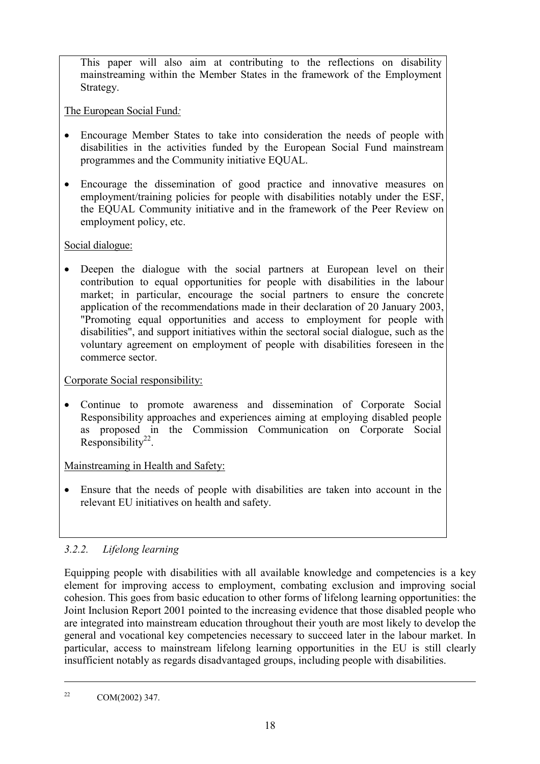This paper will also aim at contributing to the reflections on disability mainstreaming within the Member States in the framework of the Employment Strategy.

<u>The European Social Fund:</u>

- Encourage Member States to take into consideration the needs of people with disabilities in the activities funded by the European Social Fund mainstream programmes and the Community initiative EQUAL.
- Encourage the dissemination of good practice and innovative measures on employment/training policies for people with disabilities notably under the ESF, the EQUAL Community initiative and in the framework of the Peer Review on employment policy, etc.

<u>Social dialogue:</u>

- Deepen the dialogue with the social partners at European level on their contribution to equal opportunities for people with disabilities in the labour market; in particular, encourage the social partners to ensure the concrete application of the recommendations made in their declaration of 20 January 2003, "Promoting equal opportunities and access to employment for people with disabilities", and support initiatives within the sectoral social dialogue, such as the voluntary agreement on employment of people with disabilities foreseen in the commerce sector.

<u>Corporate Social responsibility:</u>

- Continue to promote awareness and dissemination of Corporate Social Responsibility approaches and experiences aiming at employing disabled people as proposed in the Commission Communication on Corporate Social Responsibility[22].

<u>Mainstreaming in Health and Safety:</u>

- Ensure that the needs of people with disabilities are taken into account in the relevant EU initiatives on health and safety.

### *3.2.2. Lifelong learning*

Equipping people with disabilities with all available knowledge and competencies is a key element for improving access to employment, combating exclusion and improving social cohesion. This goes from basic education to other forms of lifelong learning opportunities: the Joint Inclusion Report 2001 pointed to the increasing evidence that those disabled people who are integrated into mainstream education throughout their youth are most likely to develop the general and vocational key competencies necessary to succeed later in the labour market. In particular, access to mainstream lifelong learning opportunities in the EU is still clearly insufficient notably as regards disadvantaged groups, including people with disabilities.

---

[22] COM(2002) 347.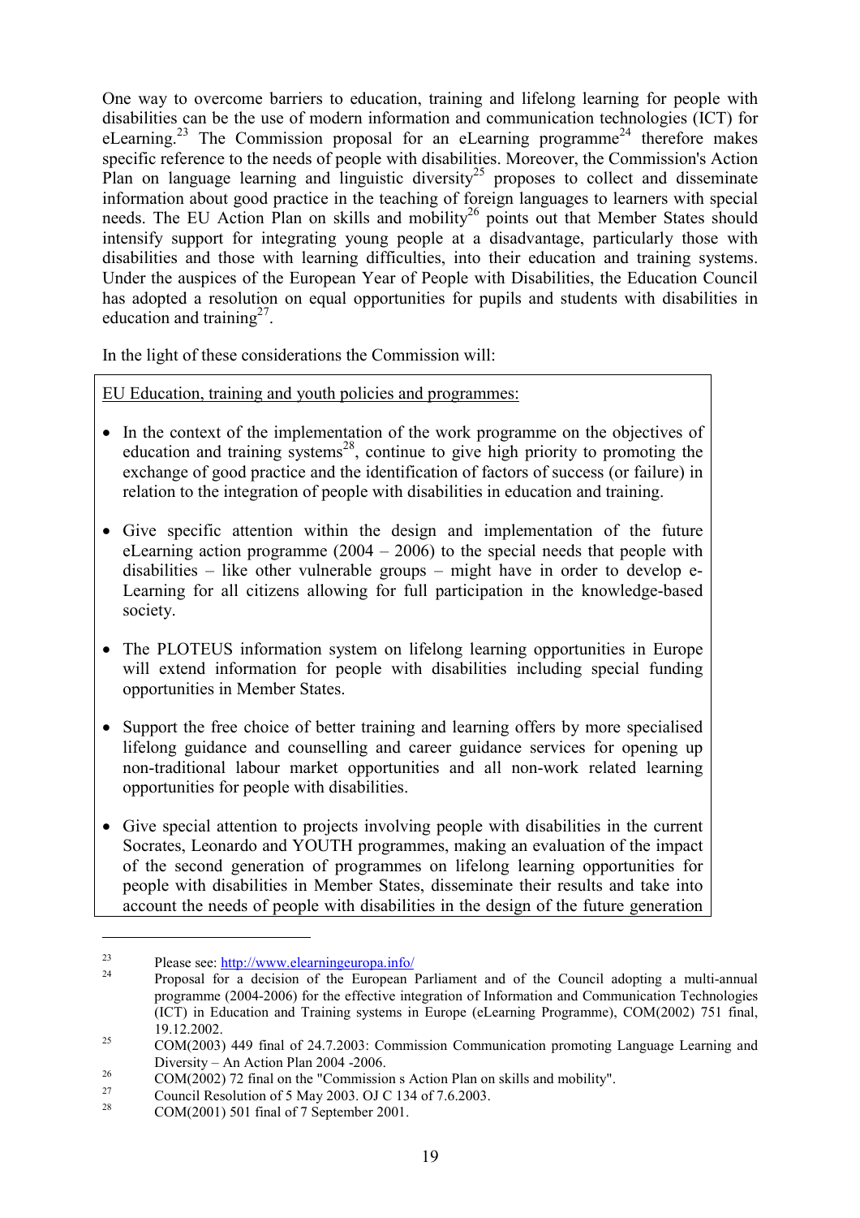One way to overcome barriers to education, training and lifelong learning for people with disabilities can be the use of modern information and communication technologies (ICT) for eLearning.[23] The Commission proposal for an eLearning programme[24] therefore makes specific reference to the needs of people with disabilities. Moreover, the Commission's Action Plan on language learning and linguistic diversity[25] proposes to collect and disseminate information about good practice in the teaching of foreign languages to learners with special needs. The EU Action Plan on skills and mobility[26] points out that Member States should intensify support for integrating young people at a disadvantage, particularly those with disabilities and those with learning difficulties, into their education and training systems. Under the auspices of the European Year of People with Disabilities, the Education Council has adopted a resolution on equal opportunities for pupils and students with disabilities in education and training[27].

In the light of these considerations the Commission will:

EU Education, training and youth policies and programmes:

- In the context of the implementation of the work programme on the objectives of education and training systems[28], continue to give high priority to promoting the exchange of good practice and the identification of factors of success (or failure) in relation to the integration of people with disabilities in education and training.
- Give specific attention within the design and implementation of the future eLearning action programme (2004 – 2006) to the special needs that people with disabilities – like other vulnerable groups – might have in order to develop e-Learning for all citizens allowing for full participation in the knowledge-based society.
- The PLOTEUS information system on lifelong learning opportunities in Europe will extend information for people with disabilities including special funding opportunities in Member States.
- Support the free choice of better training and learning offers by more specialised lifelong guidance and counselling and career guidance services for opening up non-traditional labour market opportunities and all non-work related learning opportunities for people with disabilities.
- Give special attention to projects involving people with disabilities in the current Socrates, Leonardo and YOUTH programmes, making an evaluation of the impact of the second generation of programmes on lifelong learning opportunities for people with disabilities in Member States, disseminate their results and take into account the needs of people with disabilities in the design of the future generation

---

[23] Please see: http://www.elearningeuropa.info/

[24] Proposal for a decision of the European Parliament and of the Council adopting a multi-annual programme (2004-2006) for the effective integration of Information and Communication Technologies (ICT) in Education and Training systems in Europe (eLearning Programme), COM(2002) 751 final, 19.12.2002.

[25] COM(2003) 449 final of 24.7.2003: Commission Communication promoting Language Learning and Diversity – An Action Plan 2004 -2006.

[26] COM(2002) 72 final on the "Commission s Action Plan on skills and mobility".

[27] Council Resolution of 5 May 2003. OJ C 134 of 7.6.2003.

[28] COM(2001) 501 final of 7 September 2001.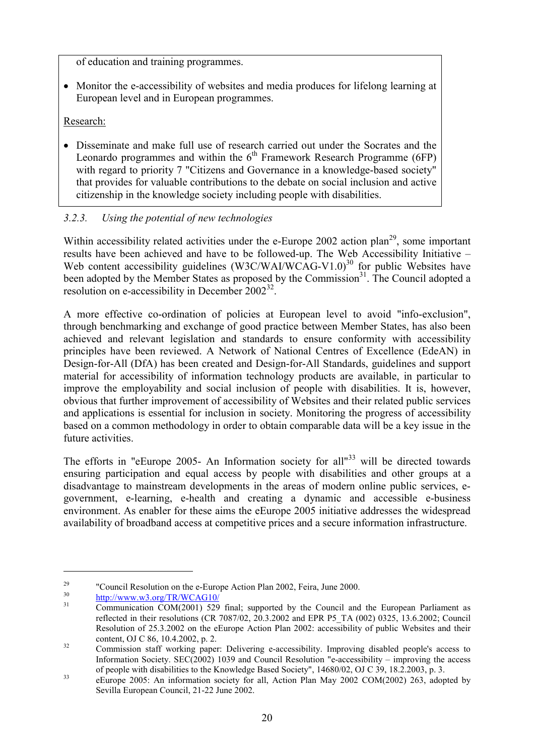of education and training programmes.

- Monitor the e-accessibility of websites and media produces for lifelong learning at European level and in European programmes.

Research:

- Disseminate and make full use of research carried out under the Socrates and the Leonardo programmes and within the 6th Framework Research Programme (6FP) with regard to priority 7 "Citizens and Governance in a knowledge-based society" that provides for valuable contributions to the debate on social inclusion and active citizenship in the knowledge society including people with disabilities.

### 3.2.3. *Using the potential of new technologies*

Within accessibility related activities under the e-Europe 2002 action plan[29], some important results have been achieved and have to be followed-up. The Web Accessibility Initiative – Web content accessibility guidelines (W3C/WAI/WCAG-V1.0)[30] for public Websites have been adopted by the Member States as proposed by the Commission[31]. The Council adopted a resolution on e-accessibility in December 2002[32].

A more effective co-ordination of policies at European level to avoid "info-exclusion", through benchmarking and exchange of good practice between Member States, has also been achieved and relevant legislation and standards to ensure conformity with accessibility principles have been reviewed. A Network of National Centres of Excellence (EdeAN) in Design-for-All (DfA) has been created and Design-for-All Standards, guidelines and support material for accessibility of information technology products are available, in particular to improve the employability and social inclusion of people with disabilities. It is, however, obvious that further improvement of accessibility of Websites and their related public services and applications is essential for inclusion in society. Monitoring the progress of accessibility based on a common methodology in order to obtain comparable data will be a key issue in the future activities.

The efforts in "eEurope 2005- An Information society for all"[33] will be directed towards ensuring participation and equal access by people with disabilities and other groups at a disadvantage to mainstream developments in the areas of modern online public services, e-government, e-learning, e-health and creating a dynamic and accessible e-business environment. As enabler for these aims the eEurope 2005 initiative addresses the widespread availability of broadband access at competitive prices and a secure information infrastructure.

---

[29] "Council Resolution on the e-Europe Action Plan 2002, Feira, June 2000.

[30] http://www.w3.org/TR/WCAG10/

[31] Communication COM(2001) 529 final; supported by the Council and the European Parliament as reflected in their resolutions (CR 7087/02, 20.3.2002 and EPR P5_TA (002) 0325, 13.6.2002; Council Resolution of 25.3.2002 on the eEurope Action Plan 2002: accessibility of public Websites and their content, OJ C 86, 10.4.2002, p. 2.

[32] Commission staff working paper: Delivering e-accessibility. Improving disabled people's access to Information Society. SEC(2002) 1039 and Council Resolution "e-accessibility – improving the access of people with disabilities to the Knowledge Based Society", 14680/02, OJ C 39, 18.2.2003, p. 3.

[33] eEurope 2005: An information society for all, Action Plan May 2002 COM(2002) 263, adopted by Sevilla European Council, 21-22 June 2002.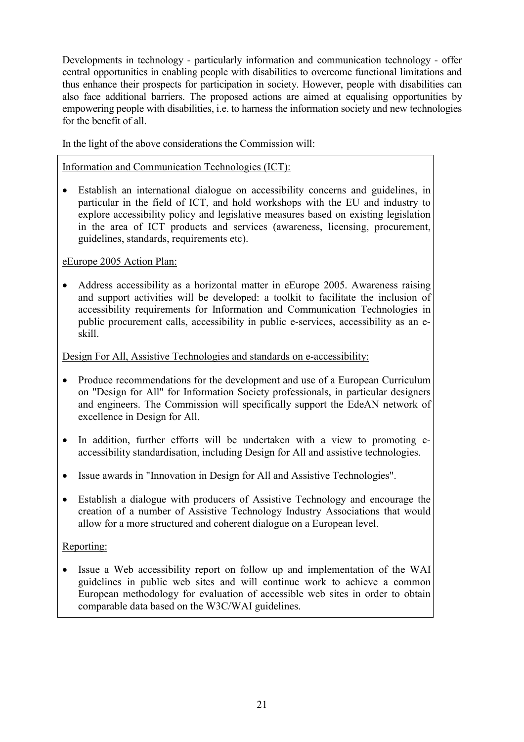Developments in technology - particularly information and communication technology - offer central opportunities in enabling people with disabilities to overcome functional limitations and thus enhance their prospects for participation in society. However, people with disabilities can also face additional barriers. The proposed actions are aimed at equalising opportunities by empowering people with disabilities, i.e. to harness the information society and new technologies for the benefit of all.

In the light of the above considerations the Commission will:

Information and Communication Technologies (ICT):

- Establish an international dialogue on accessibility concerns and guidelines, in particular in the field of ICT, and hold workshops with the EU and industry to explore accessibility policy and legislative measures based on existing legislation in the area of ICT products and services (awareness, licensing, procurement, guidelines, standards, requirements etc).

eEurope 2005 Action Plan:

- Address accessibility as a horizontal matter in eEurope 2005. Awareness raising and support activities will be developed: a toolkit to facilitate the inclusion of accessibility requirements for Information and Communication Technologies in public procurement calls, accessibility in public e-services, accessibility as an e-skill.

Design For All, Assistive Technologies and standards on e-accessibility:

- Produce recommendations for the development and use of a European Curriculum on "Design for All" for Information Society professionals, in particular designers and engineers. The Commission will specifically support the EdeAN network of excellence in Design for All.
- In addition, further efforts will be undertaken with a view to promoting e-accessibility standardisation, including Design for All and assistive technologies.
- Issue awards in "Innovation in Design for All and Assistive Technologies".
- Establish a dialogue with producers of Assistive Technology and encourage the creation of a number of Assistive Technology Industry Associations that would allow for a more structured and coherent dialogue on a European level.

Reporting:

- Issue a Web accessibility report on follow up and implementation of the WAI guidelines in public web sites and will continue work to achieve a common European methodology for evaluation of accessible web sites in order to obtain comparable data based on the W3C/WAI guidelines.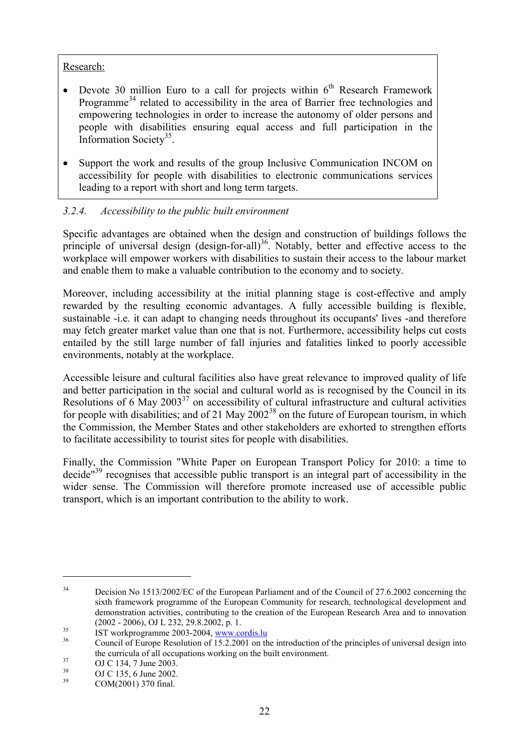Research:

- Devote 30 million Euro to a call for projects within 6th Research Framework Programme[34] related to accessibility in the area of Barrier free technologies and empowering technologies in order to increase the autonomy of older persons and people with disabilities ensuring equal access and full participation in the Information Society[35].
- Support the work and results of the group Inclusive Communication INCOM on accessibility for people with disabilities to electronic communications services leading to a report with short and long term targets.

#### *3.2.4. Accessibility to the public built environment*

Specific advantages are obtained when the design and construction of buildings follows the principle of universal design (design-for-all)[36]. Notably, better and effective access to the workplace will empower workers with disabilities to sustain their access to the labour market and enable them to make a valuable contribution to the economy and to society.

Moreover, including accessibility at the initial planning stage is cost-effective and amply rewarded by the resulting economic advantages. A fully accessible building is flexible, sustainable -i.e. it can adapt to changing needs throughout its occupants' lives -and therefore may fetch greater market value than one that is not. Furthermore, accessibility helps cut costs entailed by the still large number of fall injuries and fatalities linked to poorly accessible environments, notably at the workplace.

Accessible leisure and cultural facilities also have great relevance to improved quality of life and better participation in the social and cultural world as is recognised by the Council in its Resolutions of 6 May 2003[37] on accessibility of cultural infrastructure and cultural activities for people with disabilities; and of 21 May 2002[38] on the future of European tourism, in which the Commission, the Member States and other stakeholders are exhorted to strengthen efforts to facilitate accessibility to tourist sites for people with disabilities.

Finally, the Commission "White Paper on European Transport Policy for 2010: a time to decide"[39] recognises that accessible public transport is an integral part of accessibility in the wider sense. The Commission will therefore promote increased use of accessible public transport, which is an important contribution to the ability to work.

---

[34] Decision No 1513/2002/EC of the European Parliament and of the Council of 27.6.2002 concerning the sixth framework programme of the European Community for research, technological development and demonstration activities, contributing to the creation of the European Research Area and to innovation (2002 - 2006), OJ L 232, 29.8.2002, p. 1.

[35] IST workprogramme 2003-2004, www.cordis.lu

[36] Council of Europe Resolution of 15.2.2001 on the introduction of the principles of universal design into the curricula of all occupations working on the built environment.

[37] OJ C 134, 7 June 2003.

[38] OJ C 135, 6 June 2002.

[39] COM(2001) 370 final.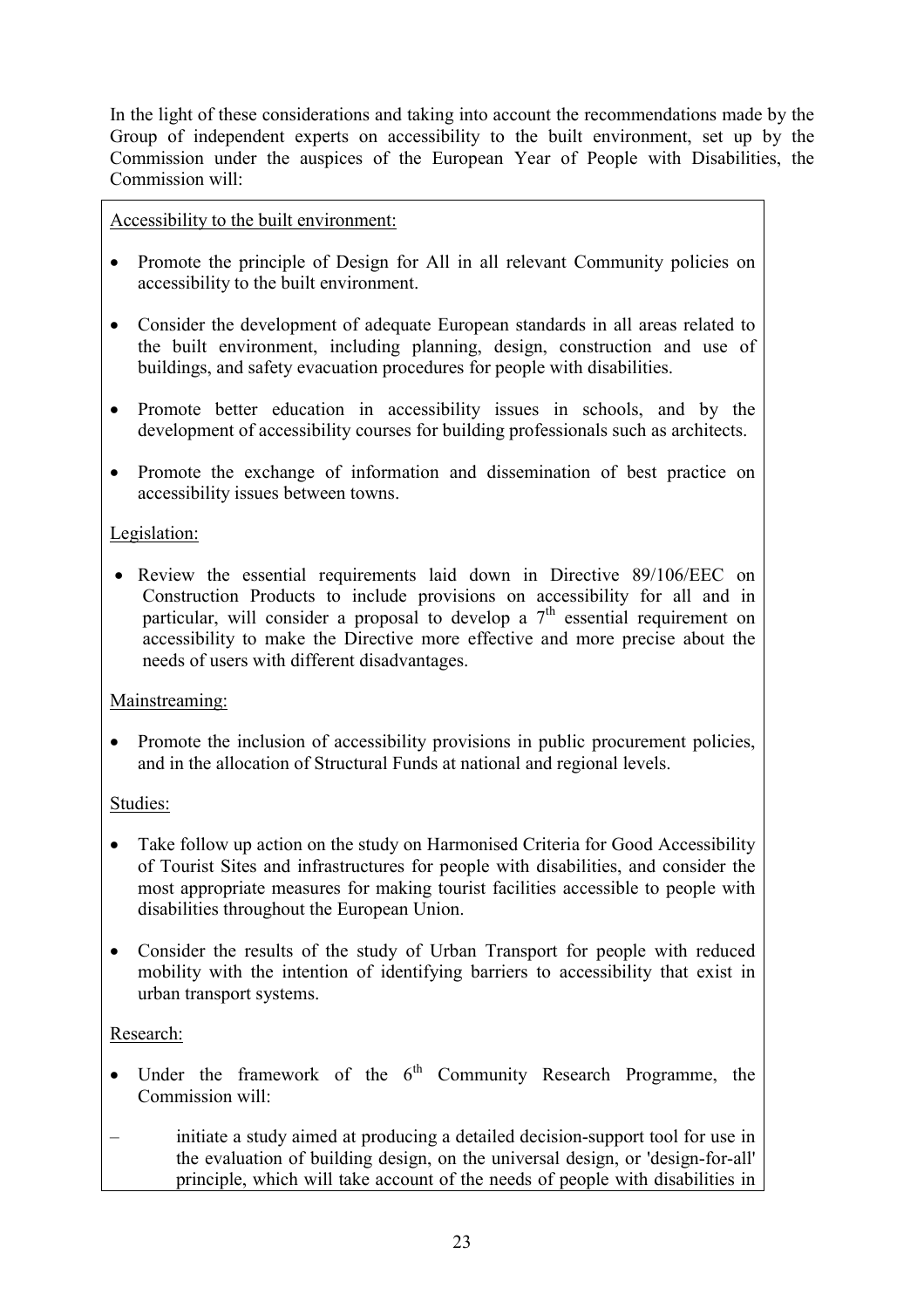In the light of these considerations and taking into account the recommendations made by the Group of independent experts on accessibility to the built environment, set up by the Commission under the auspices of the European Year of People with Disabilities, the Commission will:

Accessibility to the built environment:

- Promote the principle of Design for All in all relevant Community policies on accessibility to the built environment.
- Consider the development of adequate European standards in all areas related to the built environment, including planning, design, construction and use of buildings, and safety evacuation procedures for people with disabilities.
- Promote better education in accessibility issues in schools, and by the development of accessibility courses for building professionals such as architects.
- Promote the exchange of information and dissemination of best practice on accessibility issues between towns.

Legislation:

- Review the essential requirements laid down in Directive 89/106/EEC on Construction Products to include provisions on accessibility for all and in particular, will consider a proposal to develop a 7th essential requirement on accessibility to make the Directive more effective and more precise about the needs of users with different disadvantages.

Mainstreaming:

- Promote the inclusion of accessibility provisions in public procurement policies, and in the allocation of Structural Funds at national and regional levels.

Studies:

- Take follow up action on the study on Harmonised Criteria for Good Accessibility of Tourist Sites and infrastructures for people with disabilities, and consider the most appropriate measures for making tourist facilities accessible to people with disabilities throughout the European Union.
- Consider the results of the study of Urban Transport for people with reduced mobility with the intention of identifying barriers to accessibility that exist in urban transport systems.

Research:

- Under the framework of the 6th Community Research Programme, the Commission will:

– initiate a study aimed at producing a detailed decision-support tool for use in the evaluation of building design, on the universal design, or 'design-for-all' principle, which will take account of the needs of people with disabilities in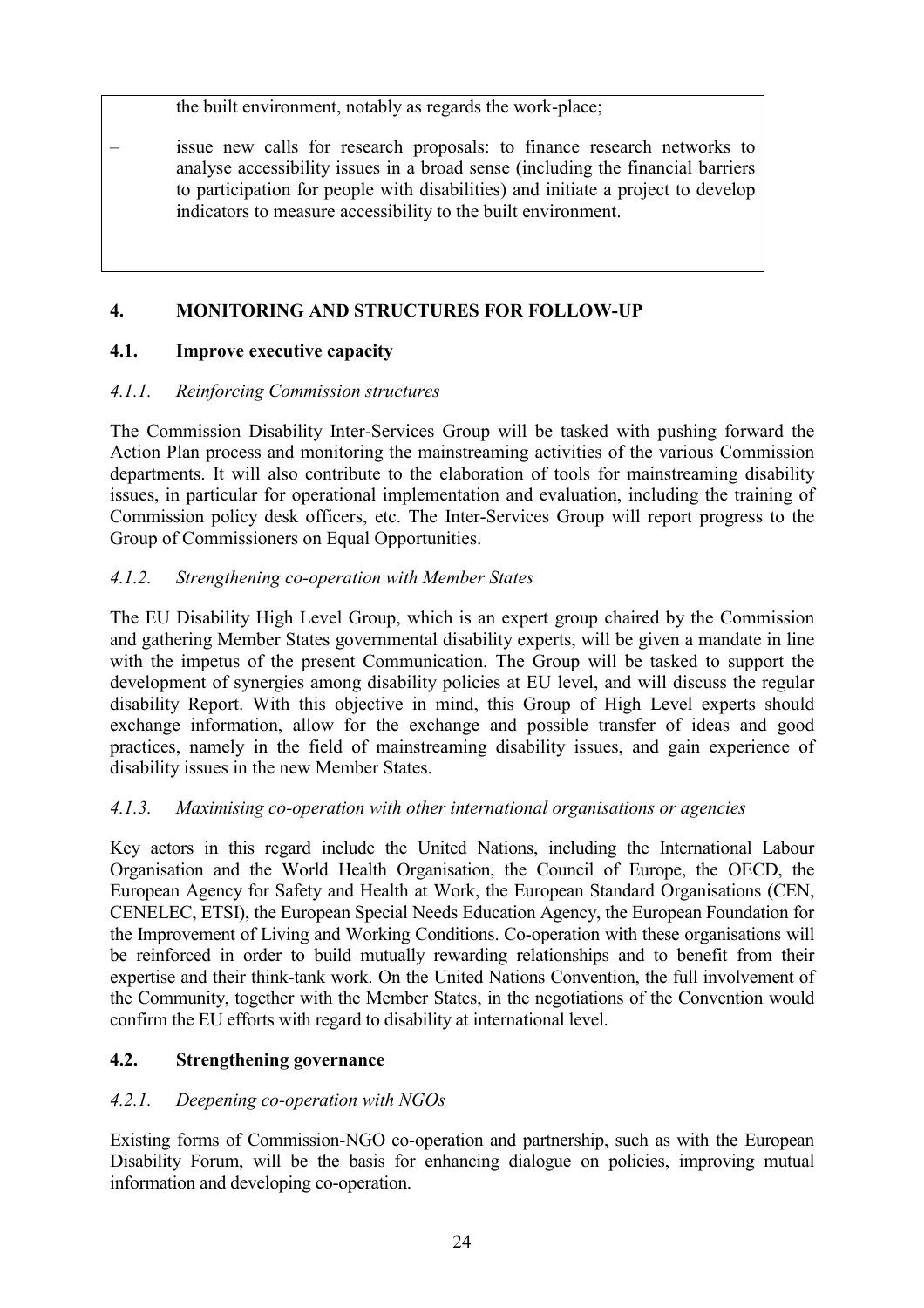the built environment, notably as regards the work-place;

– issue new calls for research proposals: to finance research networks to analyse accessibility issues in a broad sense (including the financial barriers to participation for people with disabilities) and initiate a project to develop indicators to measure accessibility to the built environment.

## 4. MONITORING AND STRUCTURES FOR FOLLOW-UP

### 4.1. Improve executive capacity

#### *4.1.1. Reinforcing Commission structures*

The Commission Disability Inter-Services Group will be tasked with pushing forward the Action Plan process and monitoring the mainstreaming activities of the various Commission departments. It will also contribute to the elaboration of tools for mainstreaming disability issues, in particular for operational implementation and evaluation, including the training of Commission policy desk officers, etc. The Inter-Services Group will report progress to the Group of Commissioners on Equal Opportunities.

#### *4.1.2. Strengthening co-operation with Member States*

The EU Disability High Level Group, which is an expert group chaired by the Commission and gathering Member States governmental disability experts, will be given a mandate in line with the impetus of the present Communication. The Group will be tasked to support the development of synergies among disability policies at EU level, and will discuss the regular disability Report. With this objective in mind, this Group of High Level experts should exchange information, allow for the exchange and possible transfer of ideas and good practices, namely in the field of mainstreaming disability issues, and gain experience of disability issues in the new Member States.

#### *4.1.3. Maximising co-operation with other international organisations or agencies*

Key actors in this regard include the United Nations, including the International Labour Organisation and the World Health Organisation, the Council of Europe, the OECD, the European Agency for Safety and Health at Work, the European Standard Organisations (CEN, CENELEC, ETSI), the European Special Needs Education Agency, the European Foundation for the Improvement of Living and Working Conditions. Co-operation with these organisations will be reinforced in order to build mutually rewarding relationships and to benefit from their expertise and their think-tank work. On the United Nations Convention, the full involvement of the Community, together with the Member States, in the negotiations of the Convention would confirm the EU efforts with regard to disability at international level.

### 4.2. Strengthening governance

#### *4.2.1. Deepening co-operation with NGOs*

Existing forms of Commission-NGO co-operation and partnership, such as with the European Disability Forum, will be the basis for enhancing dialogue on policies, improving mutual information and developing co-operation.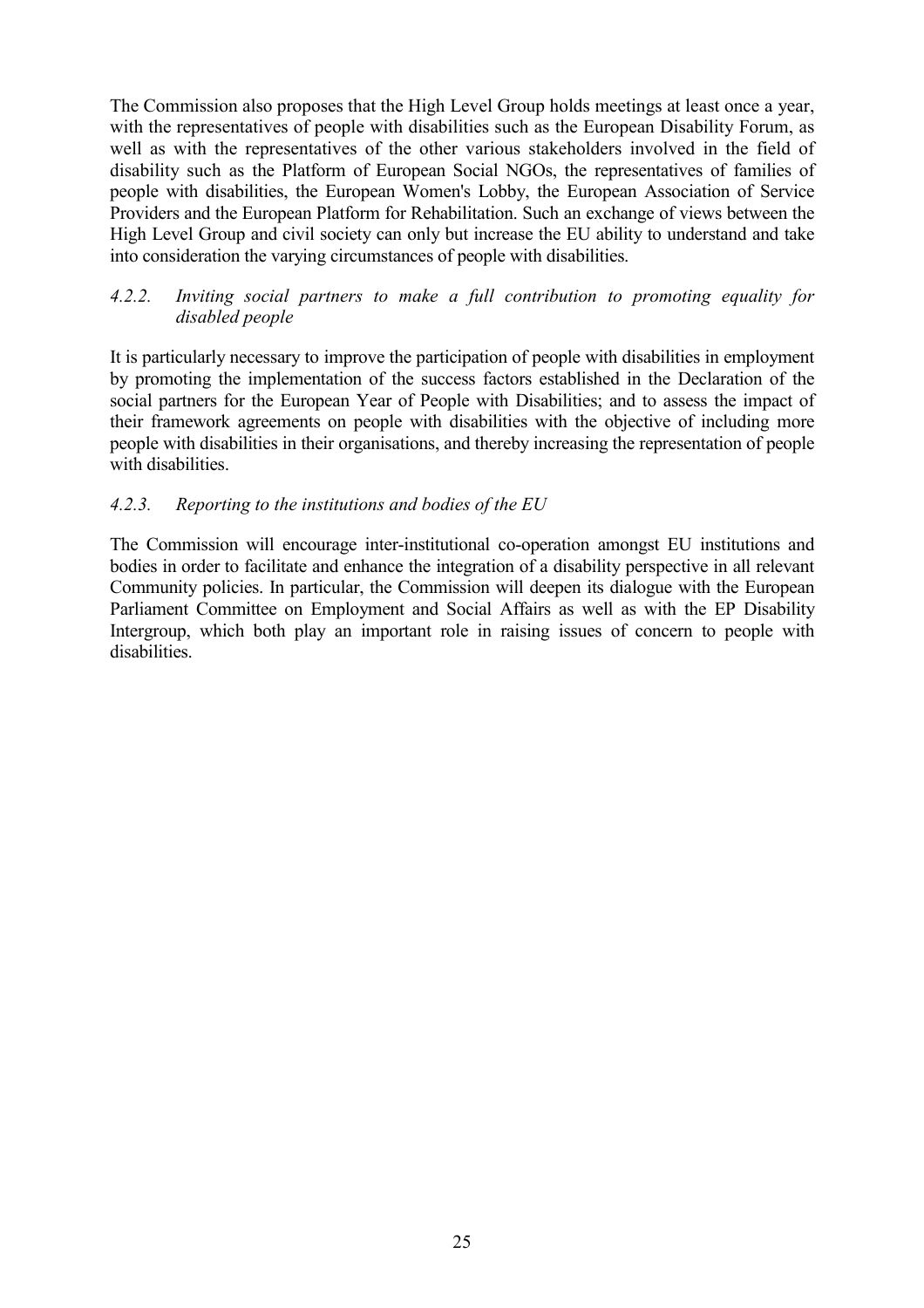The Commission also proposes that the High Level Group holds meetings at least once a year, with the representatives of people with disabilities such as the European Disability Forum, as well as with the representatives of the other various stakeholders involved in the field of disability such as the Platform of European Social NGOs, the representatives of families of people with disabilities, the European Women's Lobby, the European Association of Service Providers and the European Platform for Rehabilitation. Such an exchange of views between the High Level Group and civil society can only but increase the EU ability to understand and take into consideration the varying circumstances of people with disabilities.

#### *4.2.2. Inviting social partners to make a full contribution to promoting equality for disabled people*

It is particularly necessary to improve the participation of people with disabilities in employment by promoting the implementation of the success factors established in the Declaration of the social partners for the European Year of People with Disabilities; and to assess the impact of their framework agreements on people with disabilities with the objective of including more people with disabilities in their organisations, and thereby increasing the representation of people with disabilities.

#### *4.2.3. Reporting to the institutions and bodies of the EU*

The Commission will encourage inter-institutional co-operation amongst EU institutions and bodies in order to facilitate and enhance the integration of a disability perspective in all relevant Community policies. In particular, the Commission will deepen its dialogue with the European Parliament Committee on Employment and Social Affairs as well as with the EP Disability Intergroup, which both play an important role in raising issues of concern to people with disabilities.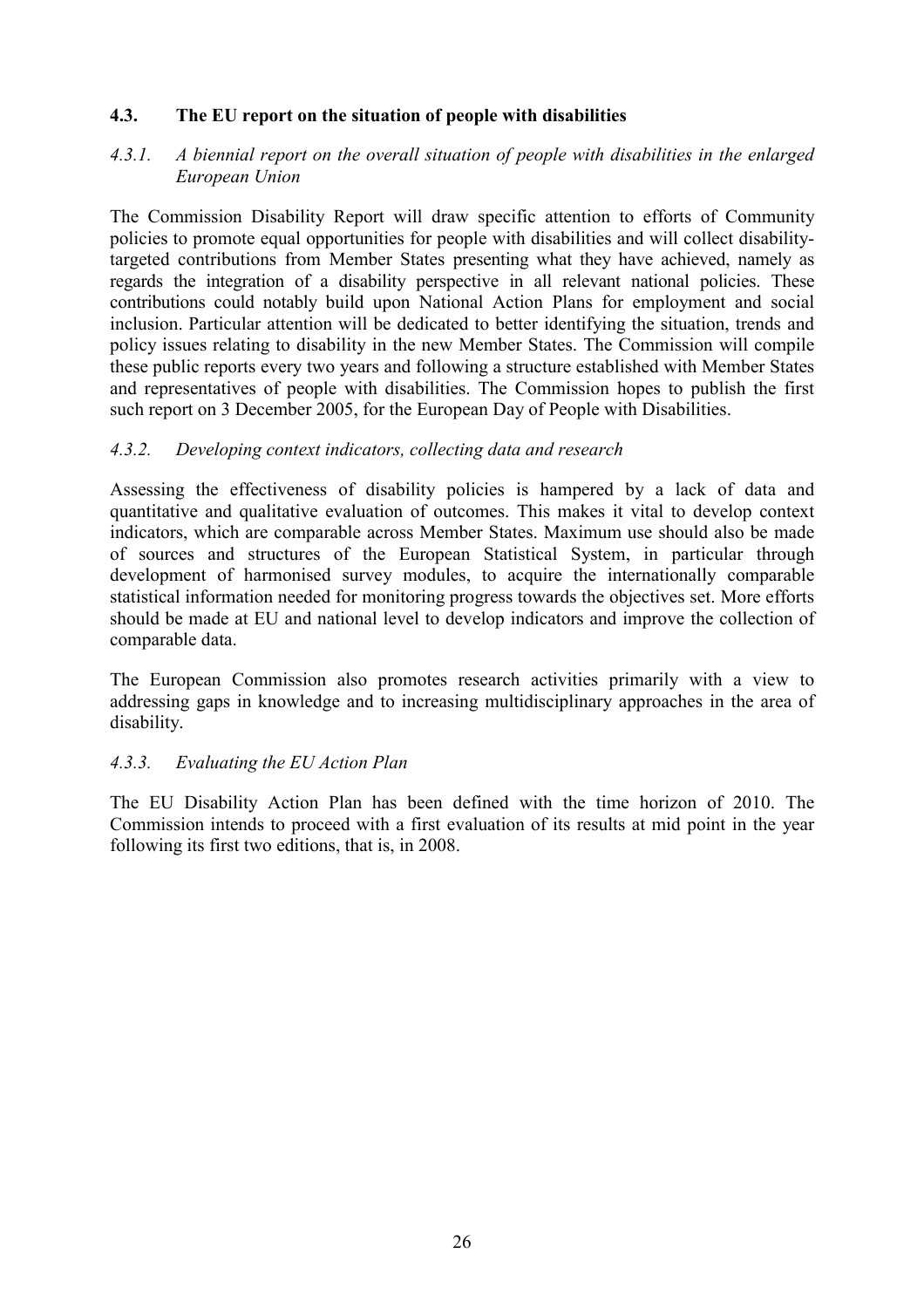### 4.3. The EU report on the situation of people with disabilities

#### *4.3.1. A biennial report on the overall situation of people with disabilities in the enlarged European Union*

The Commission Disability Report will draw specific attention to efforts of Community policies to promote equal opportunities for people with disabilities and will collect disability-targeted contributions from Member States presenting what they have achieved, namely as regards the integration of a disability perspective in all relevant national policies. These contributions could notably build upon National Action Plans for employment and social inclusion. Particular attention will be dedicated to better identifying the situation, trends and policy issues relating to disability in the new Member States. The Commission will compile these public reports every two years and following a structure established with Member States and representatives of people with disabilities. The Commission hopes to publish the first such report on 3 December 2005, for the European Day of People with Disabilities.

#### *4.3.2. Developing context indicators, collecting data and research*

Assessing the effectiveness of disability policies is hampered by a lack of data and quantitative and qualitative evaluation of outcomes. This makes it vital to develop context indicators, which are comparable across Member States. Maximum use should also be made of sources and structures of the European Statistical System, in particular through development of harmonised survey modules, to acquire the internationally comparable statistical information needed for monitoring progress towards the objectives set. More efforts should be made at EU and national level to develop indicators and improve the collection of comparable data.

The European Commission also promotes research activities primarily with a view to addressing gaps in knowledge and to increasing multidisciplinary approaches in the area of disability.

#### *4.3.3. Evaluating the EU Action Plan*

The EU Disability Action Plan has been defined with the time horizon of 2010. The Commission intends to proceed with a first evaluation of its results at mid point in the year following its first two editions, that is, in 2008.